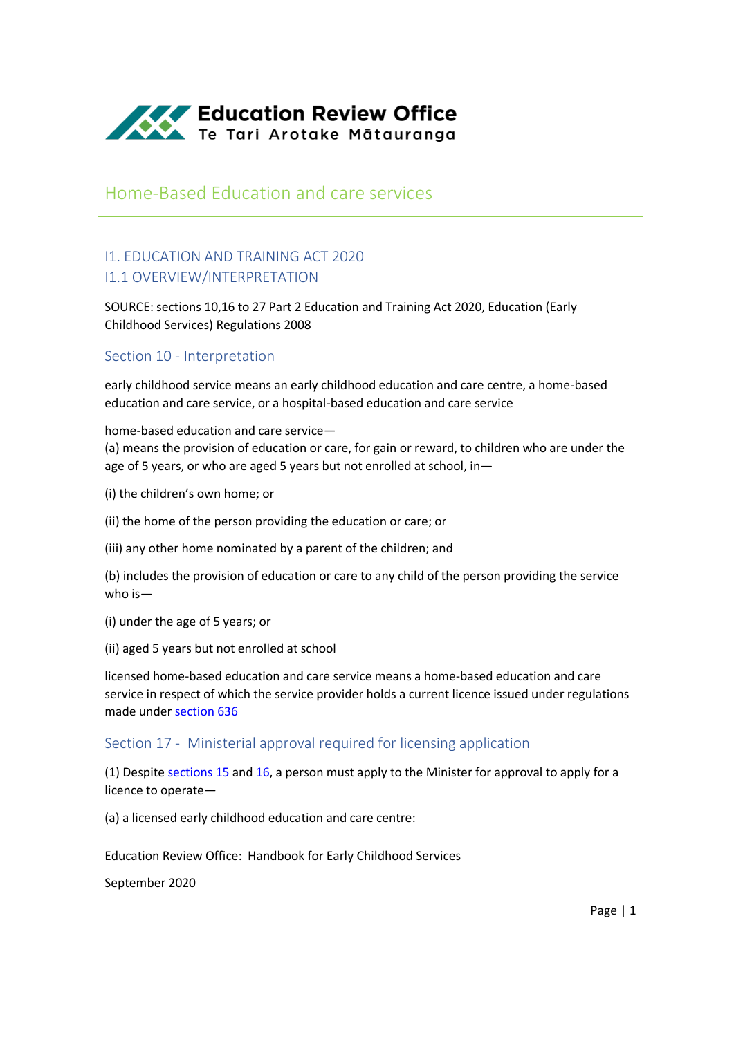Education Review Office
Te Tari Arotake Mātauranga

# Home-Based Education and care services

## I1. EDUCATION AND TRAINING ACT 2020

## I1.1 OVERVIEW/INTERPRETATION

SOURCE: sections 10,16 to 27 Part 2 Education and Training Act 2020, Education (Early Childhood Services) Regulations 2008

### Section 10 - Interpretation

early childhood service means an early childhood education and care centre, a home-based education and care service, or a hospital-based education and care service

home-based education and care service—
(a) means the provision of education or care, for gain or reward, to children who are under the age of 5 years, or who are aged 5 years but not enrolled at school, in—

(i) the children's own home; or

(ii) the home of the person providing the education or care; or

(iii) any other home nominated by a parent of the children; and

(b) includes the provision of education or care to any child of the person providing the service who is—

(i) under the age of 5 years; or

(ii) aged 5 years but not enrolled at school

licensed home-based education and care service means a home-based education and care service in respect of which the service provider holds a current licence issued under regulations made under section 636

### Section 17 - Ministerial approval required for licensing application

(1) Despite sections 15 and 16, a person must apply to the Minister for approval to apply for a licence to operate—

(a) a licensed early childhood education and care centre:

Education Review Office: Handbook for Early Childhood Services

September 2020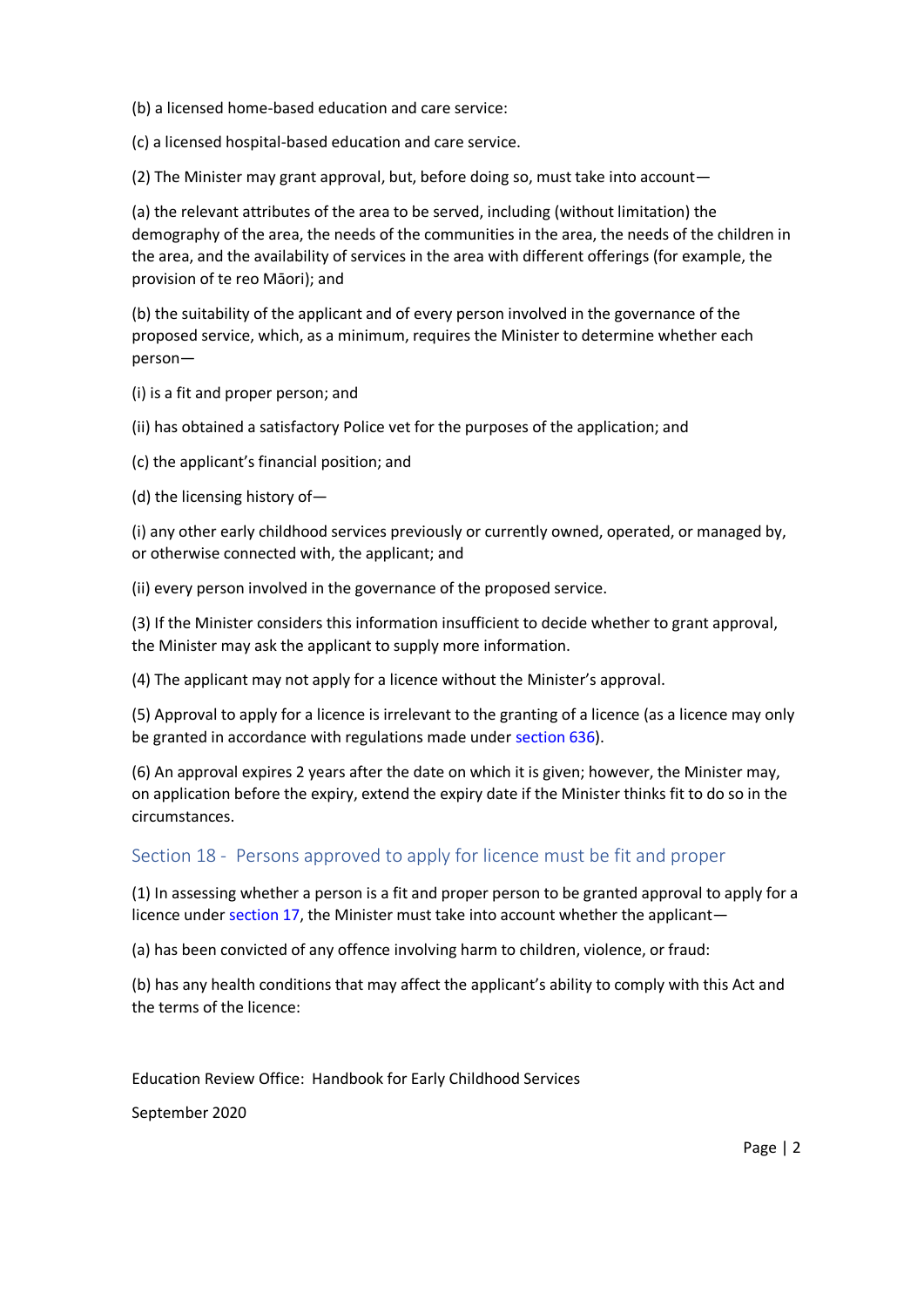(b) a licensed home-based education and care service:

(c) a licensed hospital-based education and care service.

(2) The Minister may grant approval, but, before doing so, must take into account—

(a) the relevant attributes of the area to be served, including (without limitation) the demography of the area, the needs of the communities in the area, the needs of the children in the area, and the availability of services in the area with different offerings (for example, the provision of te reo Māori); and

(b) the suitability of the applicant and of every person involved in the governance of the proposed service, which, as a minimum, requires the Minister to determine whether each person—

(i) is a fit and proper person; and

(ii) has obtained a satisfactory Police vet for the purposes of the application; and

(c) the applicant's financial position; and

(d) the licensing history of—

(i) any other early childhood services previously or currently owned, operated, or managed by, or otherwise connected with, the applicant; and

(ii) every person involved in the governance of the proposed service.

(3) If the Minister considers this information insufficient to decide whether to grant approval, the Minister may ask the applicant to supply more information.

(4) The applicant may not apply for a licence without the Minister's approval.

(5) Approval to apply for a licence is irrelevant to the granting of a licence (as a licence may only be granted in accordance with regulations made under section 636).

(6) An approval expires 2 years after the date on which it is given; however, the Minister may, on application before the expiry, extend the expiry date if the Minister thinks fit to do so in the circumstances.

## Section 18 - Persons approved to apply for licence must be fit and proper

(1) In assessing whether a person is a fit and proper person to be granted approval to apply for a licence under section 17, the Minister must take into account whether the applicant—

(a) has been convicted of any offence involving harm to children, violence, or fraud:

(b) has any health conditions that may affect the applicant's ability to comply with this Act and the terms of the licence: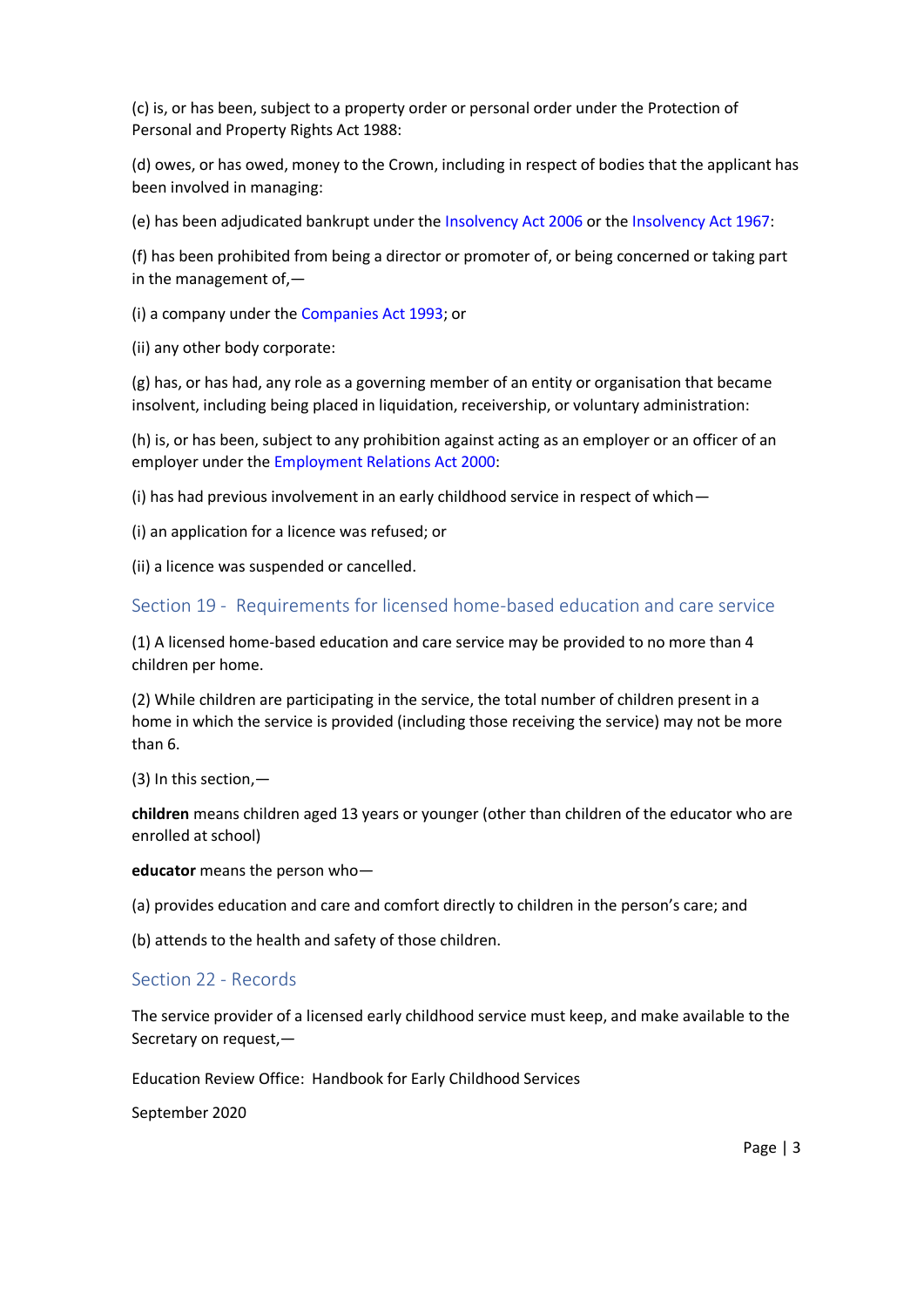(c) is, or has been, subject to a property order or personal order under the Protection of Personal and Property Rights Act 1988:

(d) owes, or has owed, money to the Crown, including in respect of bodies that the applicant has been involved in managing:

(e) has been adjudicated bankrupt under the Insolvency Act 2006 or the Insolvency Act 1967:

(f) has been prohibited from being a director or promoter of, or being concerned or taking part in the management of,—

(i) a company under the Companies Act 1993; or

(ii) any other body corporate:

(g) has, or has had, any role as a governing member of an entity or organisation that became insolvent, including being placed in liquidation, receivership, or voluntary administration:

(h) is, or has been, subject to any prohibition against acting as an employer or an officer of an employer under the Employment Relations Act 2000:

(i) has had previous involvement in an early childhood service in respect of which—

(i) an application for a licence was refused; or

(ii) a licence was suspended or cancelled.

## Section 19 - Requirements for licensed home-based education and care service

(1) A licensed home-based education and care service may be provided to no more than 4 children per home.

(2) While children are participating in the service, the total number of children present in a home in which the service is provided (including those receiving the service) may not be more than 6.

(3) In this section,—

**children** means children aged 13 years or younger (other than children of the educator who are enrolled at school)

**educator** means the person who—

(a) provides education and care and comfort directly to children in the person's care; and

(b) attends to the health and safety of those children.

## Section 22 - Records

The service provider of a licensed early childhood service must keep, and make available to the Secretary on request,—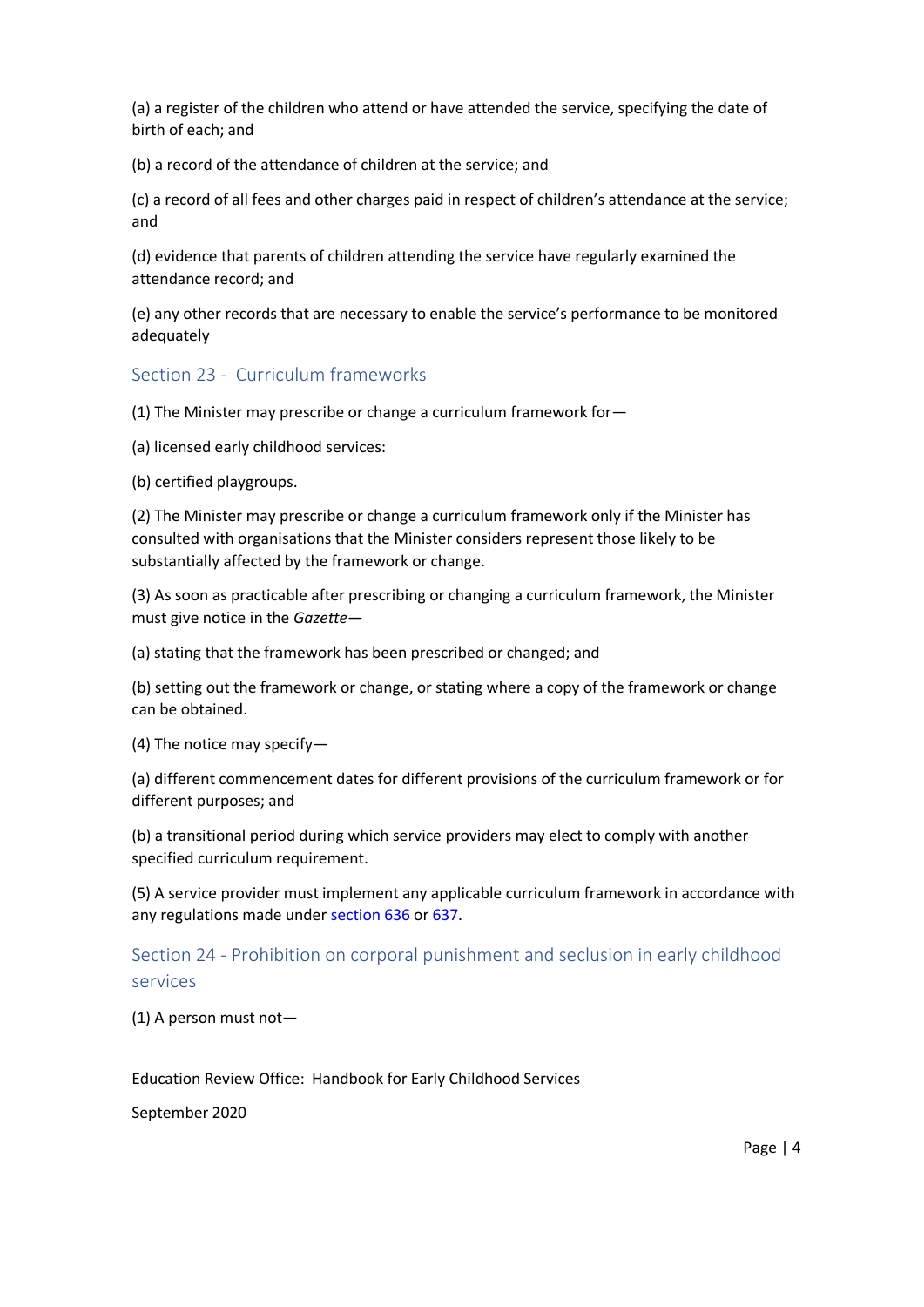(a) a register of the children who attend or have attended the service, specifying the date of birth of each; and

(b) a record of the attendance of children at the service; and

(c) a record of all fees and other charges paid in respect of children's attendance at the service; and

(d) evidence that parents of children attending the service have regularly examined the attendance record; and

(e) any other records that are necessary to enable the service's performance to be monitored adequately

## Section 23 - Curriculum frameworks

(1) The Minister may prescribe or change a curriculum framework for—

(a) licensed early childhood services:

(b) certified playgroups.

(2) The Minister may prescribe or change a curriculum framework only if the Minister has consulted with organisations that the Minister considers represent those likely to be substantially affected by the framework or change.

(3) As soon as practicable after prescribing or changing a curriculum framework, the Minister must give notice in the *Gazette*—

(a) stating that the framework has been prescribed or changed; and

(b) setting out the framework or change, or stating where a copy of the framework or change can be obtained.

(4) The notice may specify—

(a) different commencement dates for different provisions of the curriculum framework or for different purposes; and

(b) a transitional period during which service providers may elect to comply with another specified curriculum requirement.

(5) A service provider must implement any applicable curriculum framework in accordance with any regulations made under section 636 or 637.

## Section 24 - Prohibition on corporal punishment and seclusion in early childhood services

(1) A person must not—

Education Review Office: Handbook for Early Childhood Services

September 2020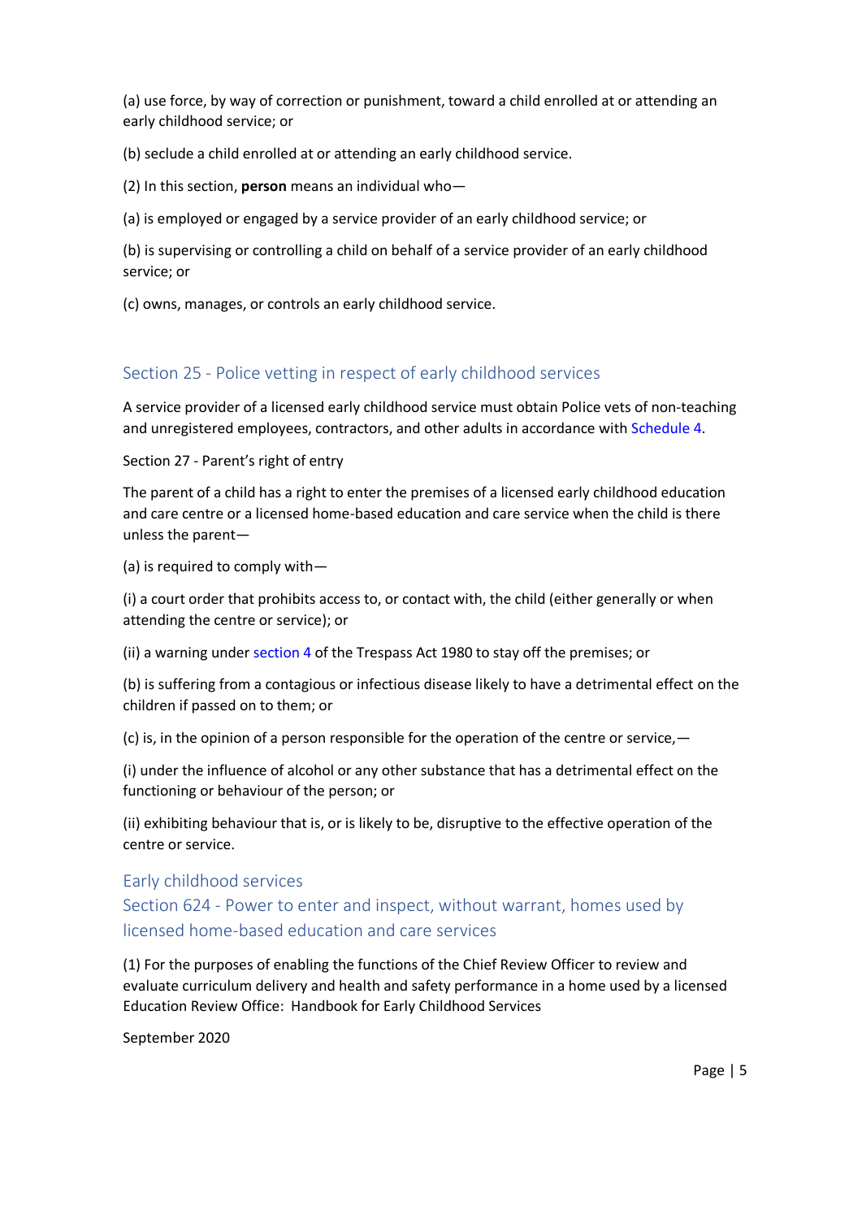(a) use force, by way of correction or punishment, toward a child enrolled at or attending an early childhood service; or

(b) seclude a child enrolled at or attending an early childhood service.

(2) In this section, **person** means an individual who—

(a) is employed or engaged by a service provider of an early childhood service; or

(b) is supervising or controlling a child on behalf of a service provider of an early childhood service; or

(c) owns, manages, or controls an early childhood service.

### Section 25 - Police vetting in respect of early childhood services

A service provider of a licensed early childhood service must obtain Police vets of non-teaching and unregistered employees, contractors, and other adults in accordance with Schedule 4.

Section 27 - Parent's right of entry

The parent of a child has a right to enter the premises of a licensed early childhood education and care centre or a licensed home-based education and care service when the child is there unless the parent—

(a) is required to comply with—

(i) a court order that prohibits access to, or contact with, the child (either generally or when attending the centre or service); or

(ii) a warning under section 4 of the Trespass Act 1980 to stay off the premises; or

(b) is suffering from a contagious or infectious disease likely to have a detrimental effect on the children if passed on to them; or

(c) is, in the opinion of a person responsible for the operation of the centre or service,—

(i) under the influence of alcohol or any other substance that has a detrimental effect on the functioning or behaviour of the person; or

(ii) exhibiting behaviour that is, or is likely to be, disruptive to the effective operation of the centre or service.

### Early childhood services

### Section 624 - Power to enter and inspect, without warrant, homes used by licensed home-based education and care services

(1) For the purposes of enabling the functions of the Chief Review Officer to review and evaluate curriculum delivery and health and safety performance in a home used by a licensed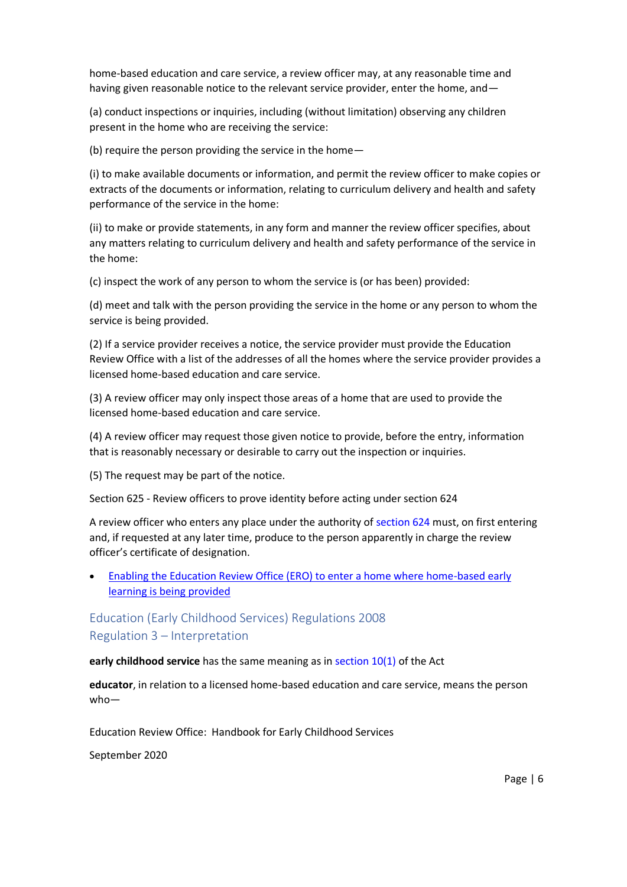home-based education and care service, a review officer may, at any reasonable time and having given reasonable notice to the relevant service provider, enter the home, and—

(a) conduct inspections or inquiries, including (without limitation) observing any children present in the home who are receiving the service:

(b) require the person providing the service in the home—

(i) to make available documents or information, and permit the review officer to make copies or extracts of the documents or information, relating to curriculum delivery and health and safety performance of the service in the home:

(ii) to make or provide statements, in any form and manner the review officer specifies, about any matters relating to curriculum delivery and health and safety performance of the service in the home:

(c) inspect the work of any person to whom the service is (or has been) provided:

(d) meet and talk with the person providing the service in the home or any person to whom the service is being provided.

(2) If a service provider receives a notice, the service provider must provide the Education Review Office with a list of the addresses of all the homes where the service provider provides a licensed home-based education and care service.

(3) A review officer may only inspect those areas of a home that are used to provide the licensed home-based education and care service.

(4) A review officer may request those given notice to provide, before the entry, information that is reasonably necessary or desirable to carry out the inspection or inquiries.

(5) The request may be part of the notice.

Section 625 - Review officers to prove identity before acting under section 624

A review officer who enters any place under the authority of section 624 must, on first entering and, if requested at any later time, produce to the person apparently in charge the review officer's certificate of designation.

- Enabling the Education Review Office (ERO) to enter a home where home-based early learning is being provided

## Education (Early Childhood Services) Regulations 2008
## Regulation 3 – Interpretation

**early childhood service** has the same meaning as in section 10(1) of the Act

**educator**, in relation to a licensed home-based education and care service, means the person who—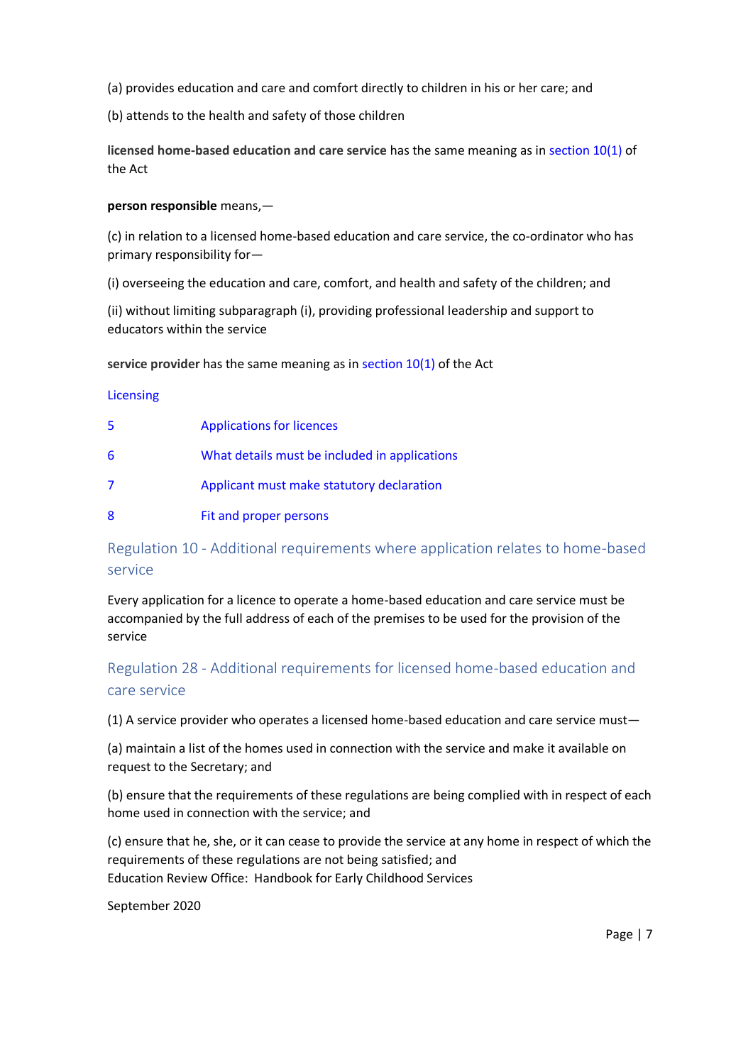(a) provides education and care and comfort directly to children in his or her care; and

(b) attends to the health and safety of those children

**licensed home-based education and care service** has the same meaning as in section 10(1) of the Act

**person responsible** means,—

(c) in relation to a licensed home-based education and care service, the co-ordinator who has primary responsibility for—

(i) overseeing the education and care, comfort, and health and safety of the children; and

(ii) without limiting subparagraph (i), providing professional leadership and support to educators within the service

**service provider** has the same meaning as in section 10(1) of the Act

Licensing

| | |
|---|---|
| 5 | Applications for licences |
| 6 | What details must be included in applications |
| 7 | Applicant must make statutory declaration |
| 8 | Fit and proper persons |

## Regulation 10 - Additional requirements where application relates to home-based service

Every application for a licence to operate a home-based education and care service must be accompanied by the full address of each of the premises to be used for the provision of the service

## Regulation 28 - Additional requirements for licensed home-based education and care service

(1) A service provider who operates a licensed home-based education and care service must—

(a) maintain a list of the homes used in connection with the service and make it available on request to the Secretary; and

(b) ensure that the requirements of these regulations are being complied with in respect of each home used in connection with the service; and

(c) ensure that he, she, or it can cease to provide the service at any home in respect of which the requirements of these regulations are not being satisfied; and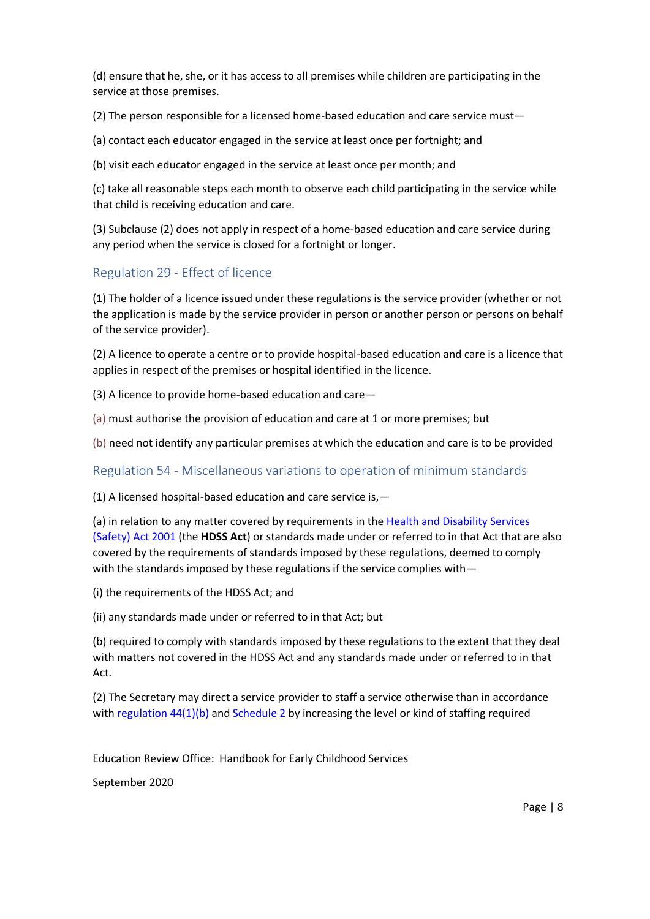(d) ensure that he, she, or it has access to all premises while children are participating in the service at those premises.

(2) The person responsible for a licensed home-based education and care service must—

(a) contact each educator engaged in the service at least once per fortnight; and

(b) visit each educator engaged in the service at least once per month; and

(c) take all reasonable steps each month to observe each child participating in the service while that child is receiving education and care.

(3) Subclause (2) does not apply in respect of a home-based education and care service during any period when the service is closed for a fortnight or longer.

### Regulation 29 - Effect of licence

(1) The holder of a licence issued under these regulations is the service provider (whether or not the application is made by the service provider in person or another person or persons on behalf of the service provider).

(2) A licence to operate a centre or to provide hospital-based education and care is a licence that applies in respect of the premises or hospital identified in the licence.

(3) A licence to provide home-based education and care—

(a) must authorise the provision of education and care at 1 or more premises; but

(b) need not identify any particular premises at which the education and care is to be provided

### Regulation 54 - Miscellaneous variations to operation of minimum standards

(1) A licensed hospital-based education and care service is,—

(a) in relation to any matter covered by requirements in the Health and Disability Services (Safety) Act 2001 (the **HDSS Act**) or standards made under or referred to in that Act that are also covered by the requirements of standards imposed by these regulations, deemed to comply with the standards imposed by these regulations if the service complies with—

(i) the requirements of the HDSS Act; and

(ii) any standards made under or referred to in that Act; but

(b) required to comply with standards imposed by these regulations to the extent that they deal with matters not covered in the HDSS Act and any standards made under or referred to in that Act.

(2) The Secretary may direct a service provider to staff a service otherwise than in accordance with regulation 44(1)(b) and Schedule 2 by increasing the level or kind of staffing required

Education Review Office: Handbook for Early Childhood Services

September 2020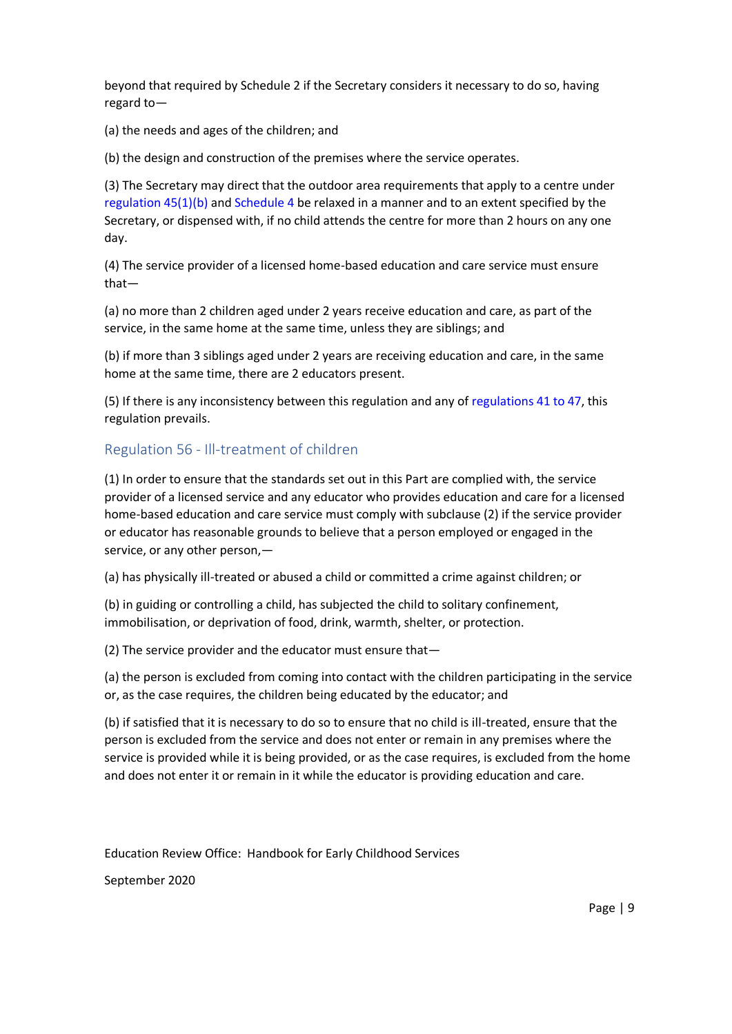beyond that required by Schedule 2 if the Secretary considers it necessary to do so, having regard to—

(a) the needs and ages of the children; and

(b) the design and construction of the premises where the service operates.

(3) The Secretary may direct that the outdoor area requirements that apply to a centre under regulation 45(1)(b) and Schedule 4 be relaxed in a manner and to an extent specified by the Secretary, or dispensed with, if no child attends the centre for more than 2 hours on any one day.

(4) The service provider of a licensed home-based education and care service must ensure that—

(a) no more than 2 children aged under 2 years receive education and care, as part of the service, in the same home at the same time, unless they are siblings; and

(b) if more than 3 siblings aged under 2 years are receiving education and care, in the same home at the same time, there are 2 educators present.

(5) If there is any inconsistency between this regulation and any of regulations 41 to 47, this regulation prevails.

## Regulation 56 - Ill-treatment of children

(1) In order to ensure that the standards set out in this Part are complied with, the service provider of a licensed service and any educator who provides education and care for a licensed home-based education and care service must comply with subclause (2) if the service provider or educator has reasonable grounds to believe that a person employed or engaged in the service, or any other person,—

(a) has physically ill-treated or abused a child or committed a crime against children; or

(b) in guiding or controlling a child, has subjected the child to solitary confinement, immobilisation, or deprivation of food, drink, warmth, shelter, or protection.

(2) The service provider and the educator must ensure that—

(a) the person is excluded from coming into contact with the children participating in the service or, as the case requires, the children being educated by the educator; and

(b) if satisfied that it is necessary to do so to ensure that no child is ill-treated, ensure that the person is excluded from the service and does not enter or remain in any premises where the service is provided while it is being provided, or as the case requires, is excluded from the home and does not enter it or remain in it while the educator is providing education and care.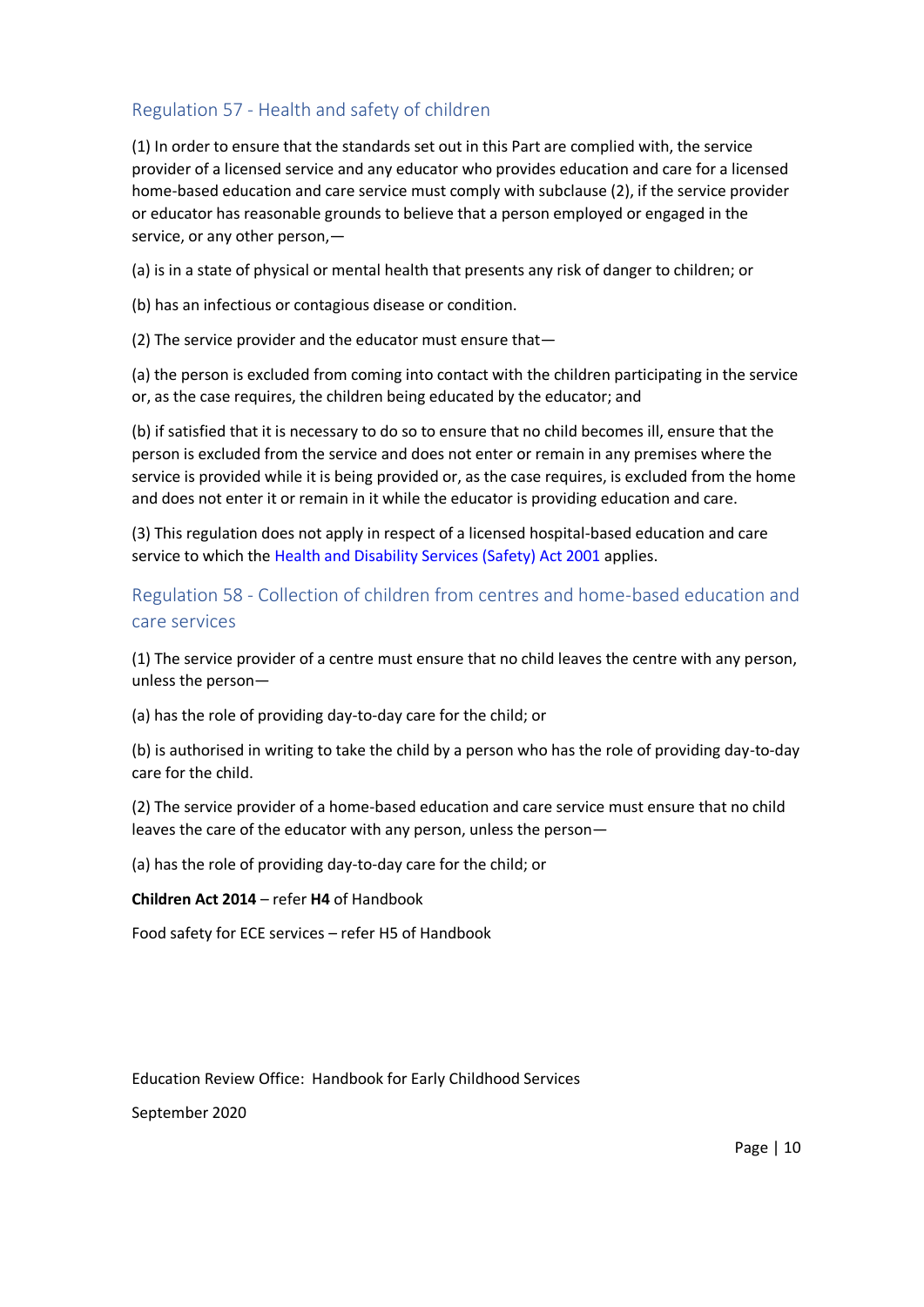## Regulation 57 - Health and safety of children

(1) In order to ensure that the standards set out in this Part are complied with, the service provider of a licensed service and any educator who provides education and care for a licensed home-based education and care service must comply with subclause (2), if the service provider or educator has reasonable grounds to believe that a person employed or engaged in the service, or any other person,—

(a) is in a state of physical or mental health that presents any risk of danger to children; or

(b) has an infectious or contagious disease or condition.

(2) The service provider and the educator must ensure that—

(a) the person is excluded from coming into contact with the children participating in the service or, as the case requires, the children being educated by the educator; and

(b) if satisfied that it is necessary to do so to ensure that no child becomes ill, ensure that the person is excluded from the service and does not enter or remain in any premises where the service is provided while it is being provided or, as the case requires, is excluded from the home and does not enter it or remain in it while the educator is providing education and care.

(3) This regulation does not apply in respect of a licensed hospital-based education and care service to which the Health and Disability Services (Safety) Act 2001 applies.

## Regulation 58 - Collection of children from centres and home-based education and care services

(1) The service provider of a centre must ensure that no child leaves the centre with any person, unless the person—

(a) has the role of providing day-to-day care for the child; or

(b) is authorised in writing to take the child by a person who has the role of providing day-to-day care for the child.

(2) The service provider of a home-based education and care service must ensure that no child leaves the care of the educator with any person, unless the person—

(a) has the role of providing day-to-day care for the child; or

**Children Act 2014** – refer **H4** of Handbook

Food safety for ECE services – refer H5 of Handbook

Education Review Office: Handbook for Early Childhood Services

September 2020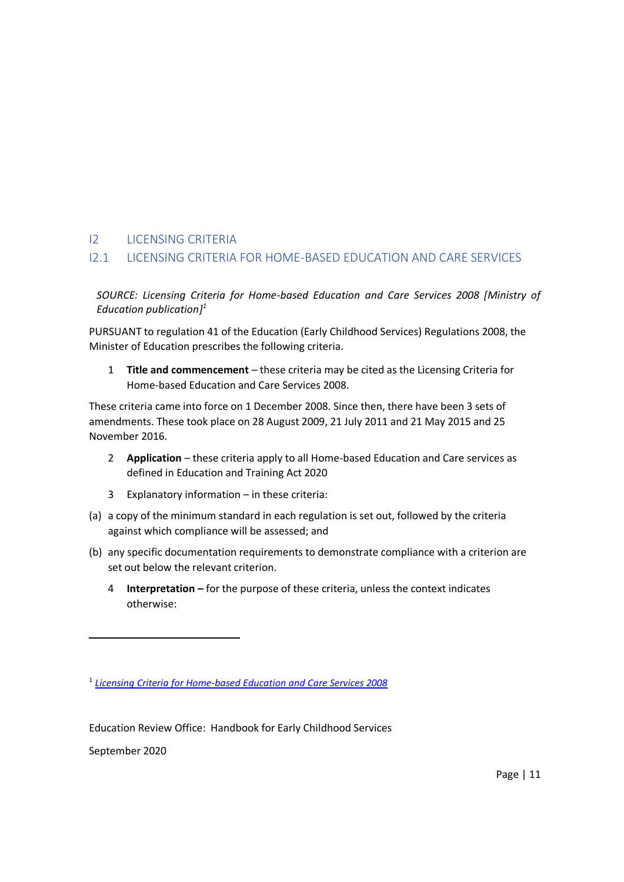# I2 LICENSING CRITERIA

## I2.1 LICENSING CRITERIA FOR HOME-BASED EDUCATION AND CARE SERVICES

*SOURCE: Licensing Criteria for Home-based Education and Care Services 2008 [Ministry of Education publication]*[1]

PURSUANT to regulation 41 of the Education (Early Childhood Services) Regulations 2008, the Minister of Education prescribes the following criteria.

1 **Title and commencement** – these criteria may be cited as the Licensing Criteria for Home-based Education and Care Services 2008.

These criteria came into force on 1 December 2008. Since then, there have been 3 sets of amendments. These took place on 28 August 2009, 21 July 2011 and 21 May 2015 and 25 November 2016.

2 **Application** – these criteria apply to all Home-based Education and Care services as defined in Education and Training Act 2020

3 Explanatory information – in these criteria:

(a) a copy of the minimum standard in each regulation is set out, followed by the criteria against which compliance will be assessed; and

(b) any specific documentation requirements to demonstrate compliance with a criterion are set out below the relevant criterion.

4 **Interpretation –** for the purpose of these criteria, unless the context indicates otherwise:

---

[1] *Licensing Criteria for Home-based Education and Care Services 2008*

Education Review Office: Handbook for Early Childhood Services

September 2020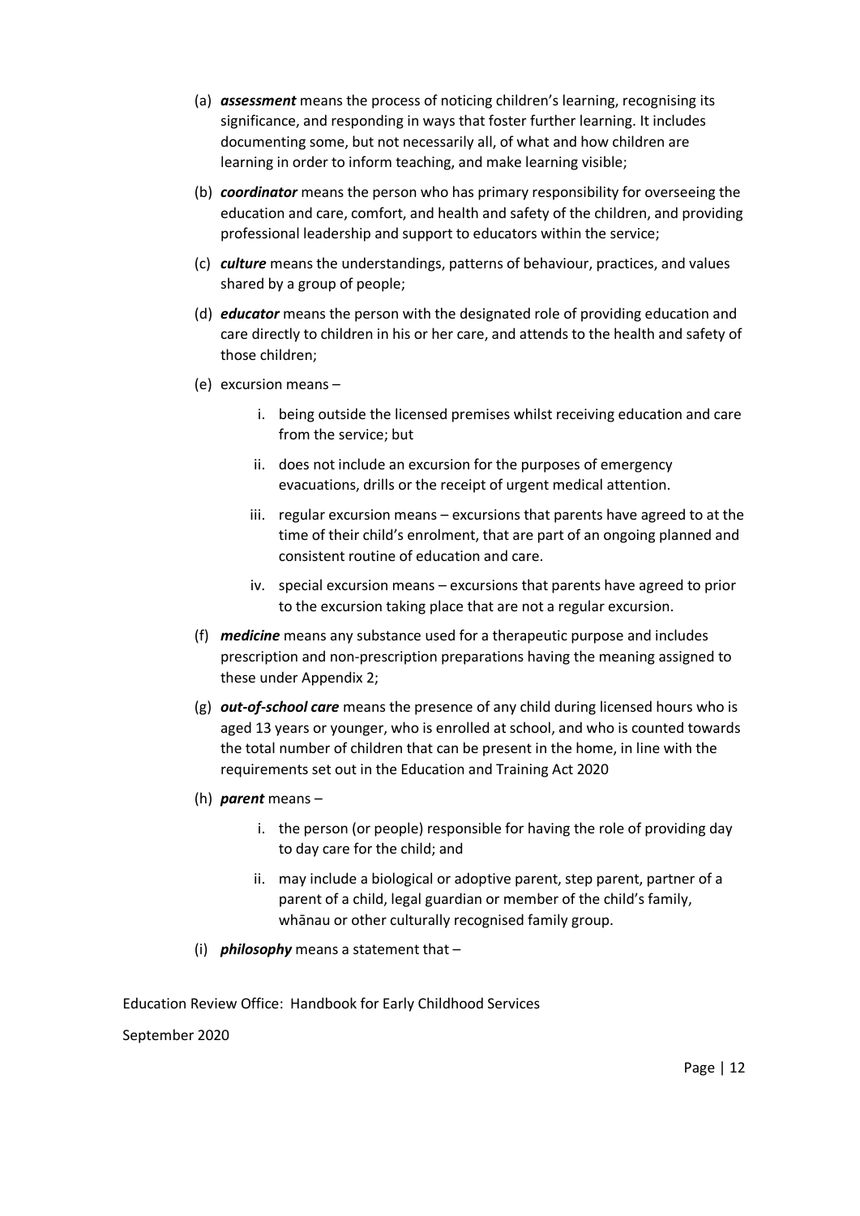(a) ***assessment*** means the process of noticing children's learning, recognising its significance, and responding in ways that foster further learning. It includes documenting some, but not necessarily all, of what and how children are learning in order to inform teaching, and make learning visible;

(b) ***coordinator*** means the person who has primary responsibility for overseeing the education and care, comfort, and health and safety of the children, and providing professional leadership and support to educators within the service;

(c) ***culture*** means the understandings, patterns of behaviour, practices, and values shared by a group of people;

(d) ***educator*** means the person with the designated role of providing education and care directly to children in his or her care, and attends to the health and safety of those children;

(e) excursion means –

   i. being outside the licensed premises whilst receiving education and care from the service; but

   ii. does not include an excursion for the purposes of emergency evacuations, drills or the receipt of urgent medical attention.

   iii. regular excursion means – excursions that parents have agreed to at the time of their child's enrolment, that are part of an ongoing planned and consistent routine of education and care.

   iv. special excursion means – excursions that parents have agreed to prior to the excursion taking place that are not a regular excursion.

(f) ***medicine*** means any substance used for a therapeutic purpose and includes prescription and non-prescription preparations having the meaning assigned to these under Appendix 2;

(g) ***out-of-school care*** means the presence of any child during licensed hours who is aged 13 years or younger, who is enrolled at school, and who is counted towards the total number of children that can be present in the home, in line with the requirements set out in the Education and Training Act 2020

(h) ***parent*** means –

   i. the person (or people) responsible for having the role of providing day to day care for the child; and

   ii. may include a biological or adoptive parent, step parent, partner of a parent of a child, legal guardian or member of the child's family, whānau or other culturally recognised family group.

(i) ***philosophy*** means a statement that –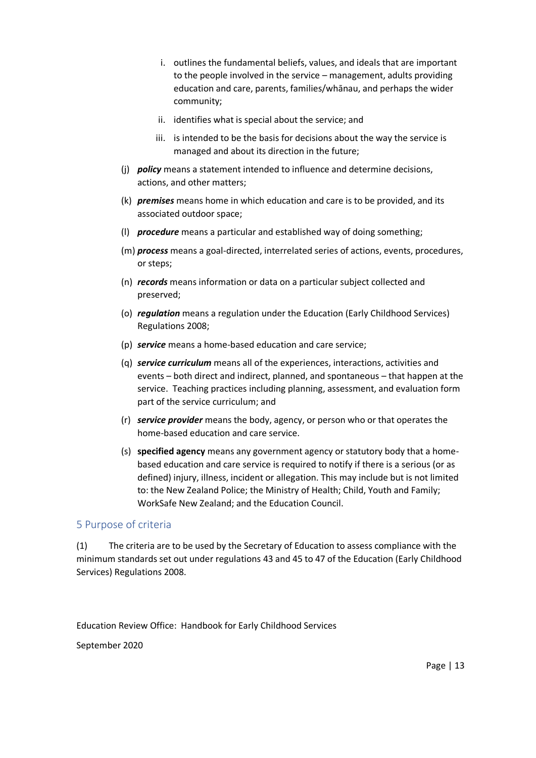i. outlines the fundamental beliefs, values, and ideals that are important to the people involved in the service – management, adults providing education and care, parents, families/whānau, and perhaps the wider community;

ii. identifies what is special about the service; and

iii. is intended to be the basis for decisions about the way the service is managed and about its direction in the future;

(j) ***policy*** means a statement intended to influence and determine decisions, actions, and other matters;

(k) ***premises*** means home in which education and care is to be provided, and its associated outdoor space;

(l) ***procedure*** means a particular and established way of doing something;

(m) ***process*** means a goal-directed, interrelated series of actions, events, procedures, or steps;

(n) ***records*** means information or data on a particular subject collected and preserved;

(o) ***regulation*** means a regulation under the Education (Early Childhood Services) Regulations 2008;

(p) ***service*** means a home-based education and care service;

(q) ***service curriculum*** means all of the experiences, interactions, activities and events – both direct and indirect, planned, and spontaneous – that happen at the service. Teaching practices including planning, assessment, and evaluation form part of the service curriculum; and

(r) ***service provider*** means the body, agency, or person who or that operates the home-based education and care service.

(s) **specified agency** means any government agency or statutory body that a home-based education and care service is required to notify if there is a serious (or as defined) injury, illness, incident or allegation. This may include but is not limited to: the New Zealand Police; the Ministry of Health; Child, Youth and Family; WorkSafe New Zealand; and the Education Council.

## 5 Purpose of criteria

(1) The criteria are to be used by the Secretary of Education to assess compliance with the minimum standards set out under regulations 43 and 45 to 47 of the Education (Early Childhood Services) Regulations 2008.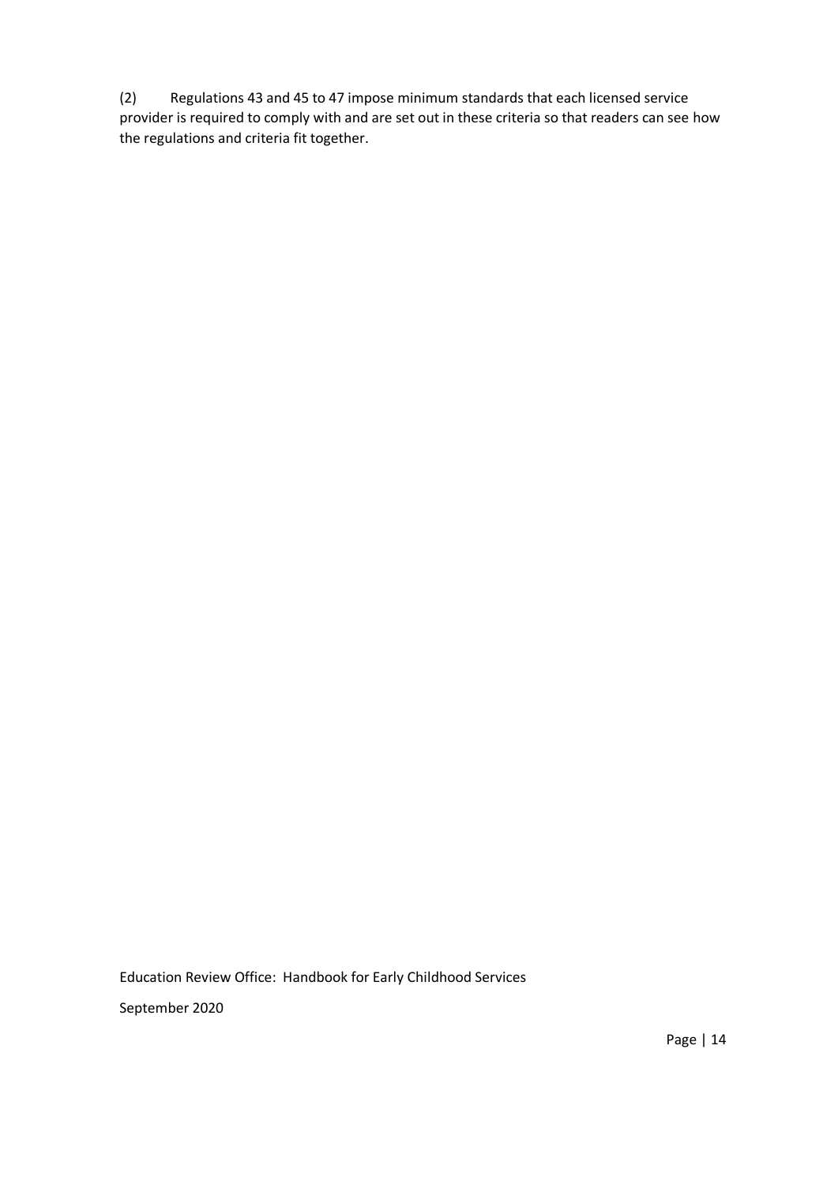(2) Regulations 43 and 45 to 47 impose minimum standards that each licensed service provider is required to comply with and are set out in these criteria so that readers can see how the regulations and criteria fit together.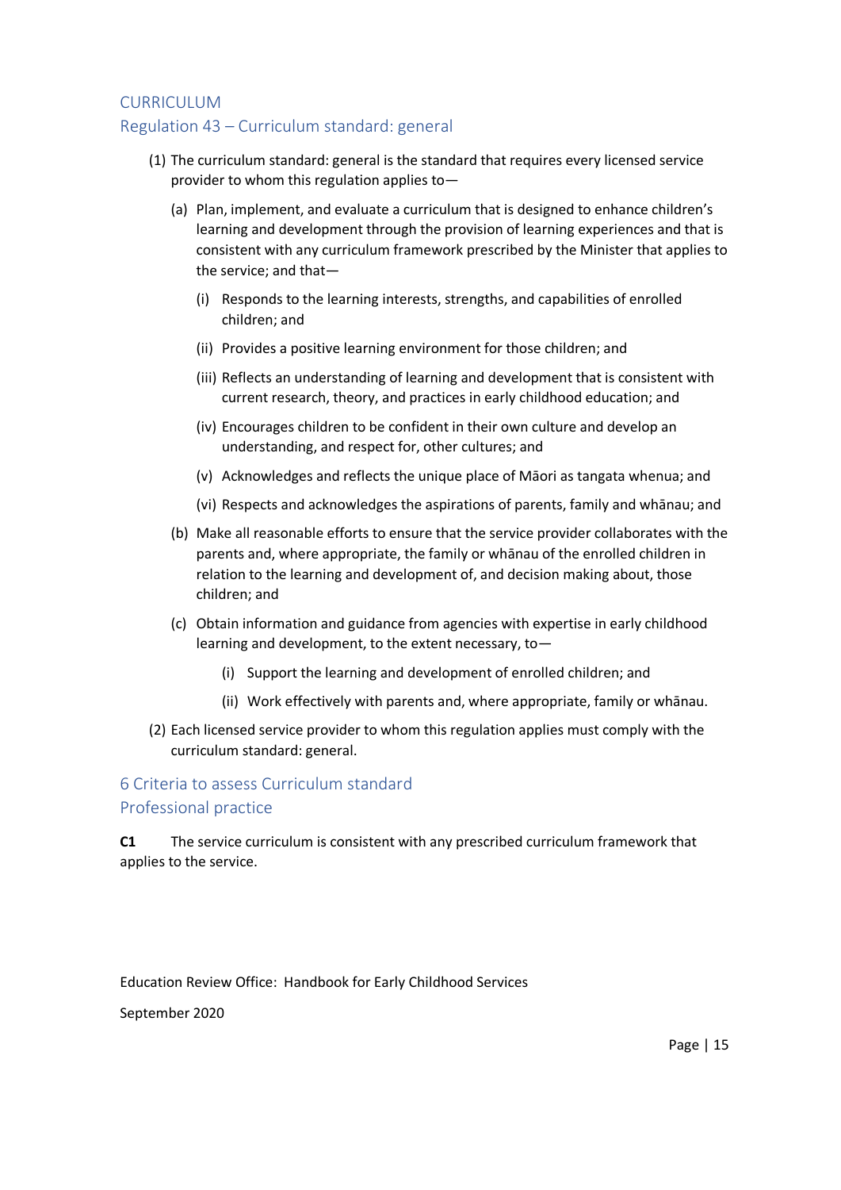## CURRICULUM

### Regulation 43 – Curriculum standard: general

(1) The curriculum standard: general is the standard that requires every licensed service provider to whom this regulation applies to—

- (a) Plan, implement, and evaluate a curriculum that is designed to enhance children's learning and development through the provision of learning experiences and that is consistent with any curriculum framework prescribed by the Minister that applies to the service; and that—
  - (i) Responds to the learning interests, strengths, and capabilities of enrolled children; and
  - (ii) Provides a positive learning environment for those children; and
  - (iii) Reflects an understanding of learning and development that is consistent with current research, theory, and practices in early childhood education; and
  - (iv) Encourages children to be confident in their own culture and develop an understanding, and respect for, other cultures; and
  - (v) Acknowledges and reflects the unique place of Māori as tangata whenua; and
  - (vi) Respects and acknowledges the aspirations of parents, family and whānau; and
- (b) Make all reasonable efforts to ensure that the service provider collaborates with the parents and, where appropriate, the family or whānau of the enrolled children in relation to the learning and development of, and decision making about, those children; and
- (c) Obtain information and guidance from agencies with expertise in early childhood learning and development, to the extent necessary, to—
  - (i) Support the learning and development of enrolled children; and
  - (ii) Work effectively with parents and, where appropriate, family or whānau.

(2) Each licensed service provider to whom this regulation applies must comply with the curriculum standard: general.

### 6 Criteria to assess Curriculum standard

### Professional practice

**C1** The service curriculum is consistent with any prescribed curriculum framework that applies to the service.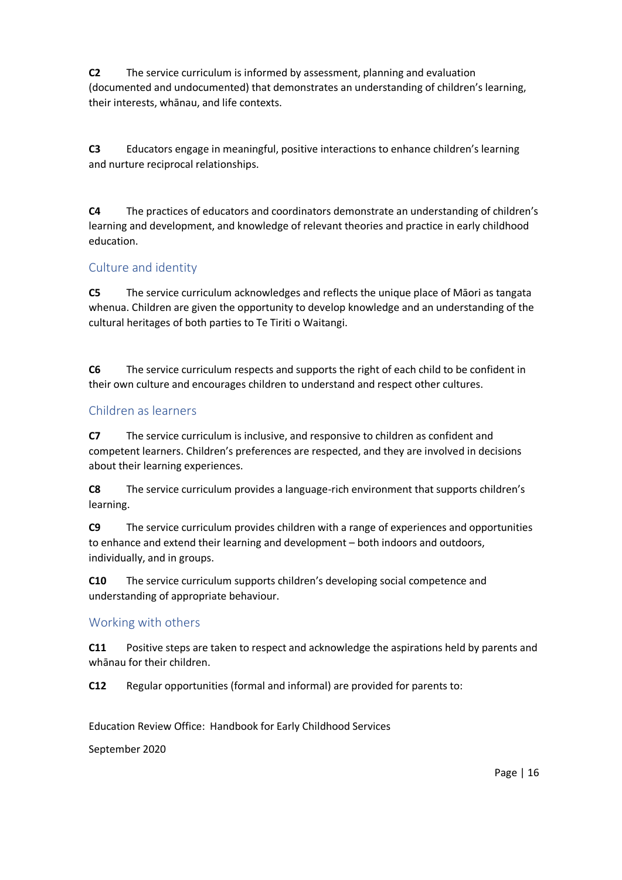**C2** The service curriculum is informed by assessment, planning and evaluation (documented and undocumented) that demonstrates an understanding of children's learning, their interests, whānau, and life contexts.

**C3** Educators engage in meaningful, positive interactions to enhance children's learning and nurture reciprocal relationships.

**C4** The practices of educators and coordinators demonstrate an understanding of children's learning and development, and knowledge of relevant theories and practice in early childhood education.

## Culture and identity

**C5** The service curriculum acknowledges and reflects the unique place of Māori as tangata whenua. Children are given the opportunity to develop knowledge and an understanding of the cultural heritages of both parties to Te Tiriti o Waitangi.

**C6** The service curriculum respects and supports the right of each child to be confident in their own culture and encourages children to understand and respect other cultures.

## Children as learners

**C7** The service curriculum is inclusive, and responsive to children as confident and competent learners. Children's preferences are respected, and they are involved in decisions about their learning experiences.

**C8** The service curriculum provides a language-rich environment that supports children's learning.

**C9** The service curriculum provides children with a range of experiences and opportunities to enhance and extend their learning and development – both indoors and outdoors, individually, and in groups.

**C10** The service curriculum supports children's developing social competence and understanding of appropriate behaviour.

## Working with others

**C11** Positive steps are taken to respect and acknowledge the aspirations held by parents and whānau for their children.

**C12** Regular opportunities (formal and informal) are provided for parents to: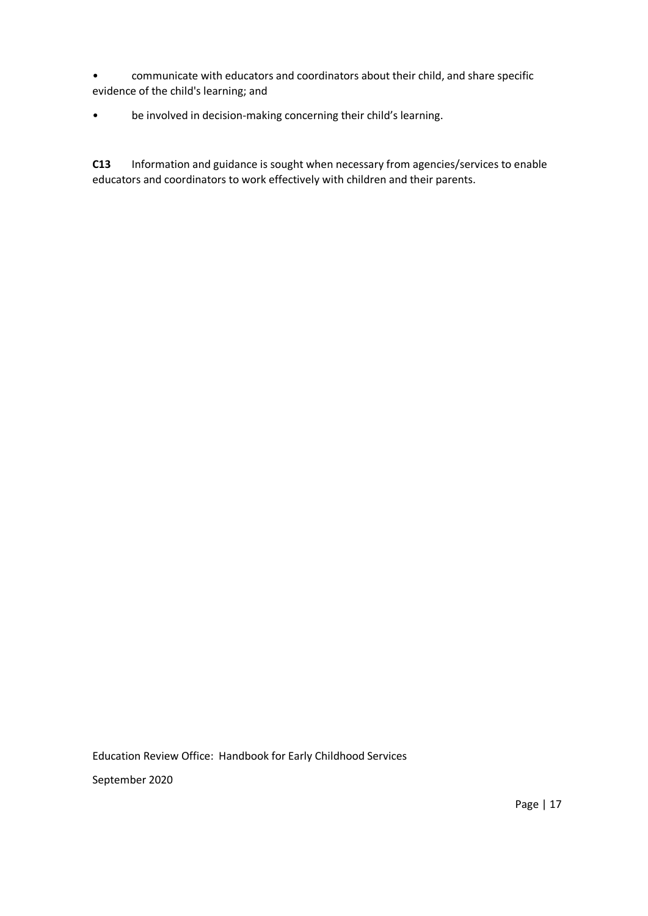- communicate with educators and coordinators about their child, and share specific evidence of the child's learning; and
- be involved in decision-making concerning their child's learning.

**C13** Information and guidance is sought when necessary from agencies/services to enable educators and coordinators to work effectively with children and their parents.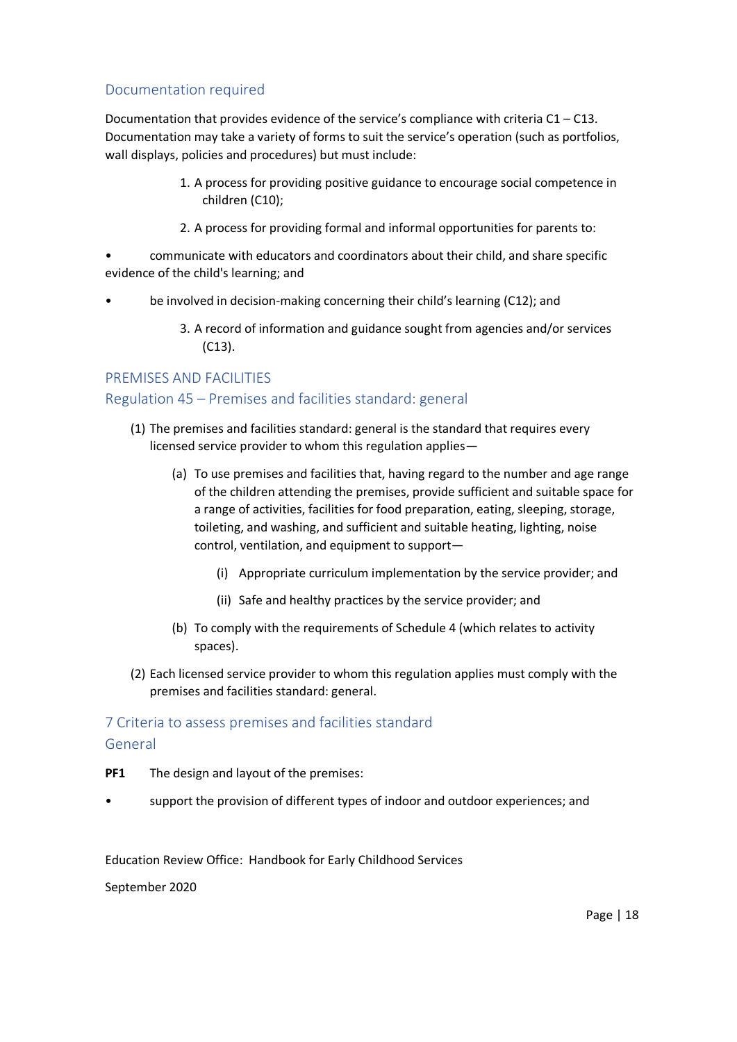## Documentation required

Documentation that provides evidence of the service's compliance with criteria C1 – C13. Documentation may take a variety of forms to suit the service's operation (such as portfolios, wall displays, policies and procedures) but must include:

1. A process for providing positive guidance to encourage social competence in children (C10);
2. A process for providing formal and informal opportunities for parents to:

- communicate with educators and coordinators about their child, and share specific evidence of the child's learning; and
- be involved in decision-making concerning their child's learning (C12); and

3. A record of information and guidance sought from agencies and/or services (C13).

## PREMISES AND FACILITIES

### Regulation 45 – Premises and facilities standard: general

(1) The premises and facilities standard: general is the standard that requires every licensed service provider to whom this regulation applies—

(a) To use premises and facilities that, having regard to the number and age range of the children attending the premises, provide sufficient and suitable space for a range of activities, facilities for food preparation, eating, sleeping, storage, toileting, and washing, and sufficient and suitable heating, lighting, noise control, ventilation, and equipment to support—

(i) Appropriate curriculum implementation by the service provider; and

(ii) Safe and healthy practices by the service provider; and

(b) To comply with the requirements of Schedule 4 (which relates to activity spaces).

(2) Each licensed service provider to whom this regulation applies must comply with the premises and facilities standard: general.

## 7 Criteria to assess premises and facilities standard

### General

**PF1** The design and layout of the premises:

- support the provision of different types of indoor and outdoor experiences; and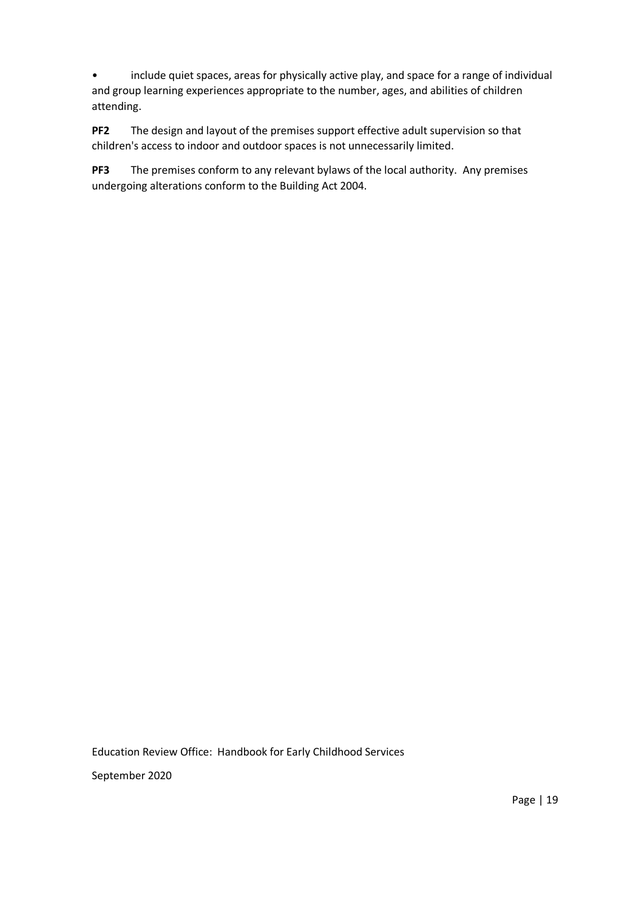- include quiet spaces, areas for physically active play, and space for a range of individual and group learning experiences appropriate to the number, ages, and abilities of children attending.

**PF2** The design and layout of the premises support effective adult supervision so that children's access to indoor and outdoor spaces is not unnecessarily limited.

**PF3** The premises conform to any relevant bylaws of the local authority. Any premises undergoing alterations conform to the Building Act 2004.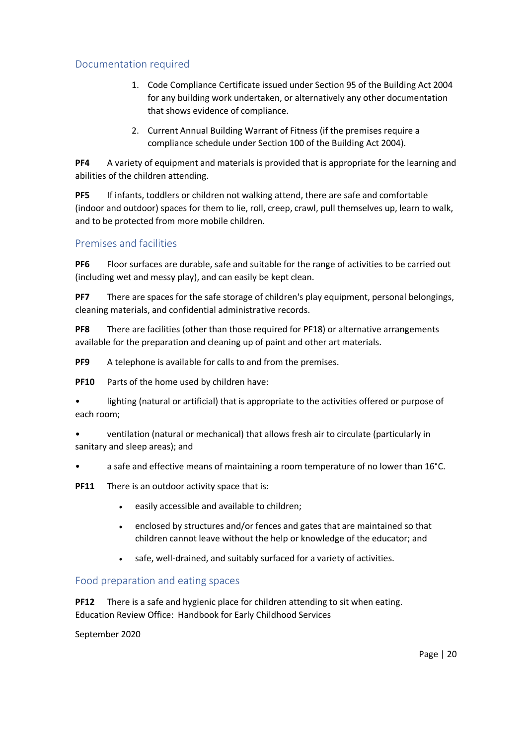### Documentation required

1. Code Compliance Certificate issued under Section 95 of the Building Act 2004 for any building work undertaken, or alternatively any other documentation that shows evidence of compliance.
2. Current Annual Building Warrant of Fitness (if the premises require a compliance schedule under Section 100 of the Building Act 2004).

**PF4** A variety of equipment and materials is provided that is appropriate for the learning and abilities of the children attending.

**PF5** If infants, toddlers or children not walking attend, there are safe and comfortable (indoor and outdoor) spaces for them to lie, roll, creep, crawl, pull themselves up, learn to walk, and to be protected from more mobile children.

### Premises and facilities

**PF6** Floor surfaces are durable, safe and suitable for the range of activities to be carried out (including wet and messy play), and can easily be kept clean.

**PF7** There are spaces for the safe storage of children's play equipment, personal belongings, cleaning materials, and confidential administrative records.

**PF8** There are facilities (other than those required for PF18) or alternative arrangements available for the preparation and cleaning up of paint and other art materials.

**PF9** A telephone is available for calls to and from the premises.

**PF10** Parts of the home used by children have:

- lighting (natural or artificial) that is appropriate to the activities offered or purpose of each room;
- ventilation (natural or mechanical) that allows fresh air to circulate (particularly in sanitary and sleep areas); and
- a safe and effective means of maintaining a room temperature of no lower than 16°C.

**PF11** There is an outdoor activity space that is:

- easily accessible and available to children;
- enclosed by structures and/or fences and gates that are maintained so that children cannot leave without the help or knowledge of the educator; and
- safe, well-drained, and suitably surfaced for a variety of activities.

### Food preparation and eating spaces

**PF12** There is a safe and hygienic place for children attending to sit when eating.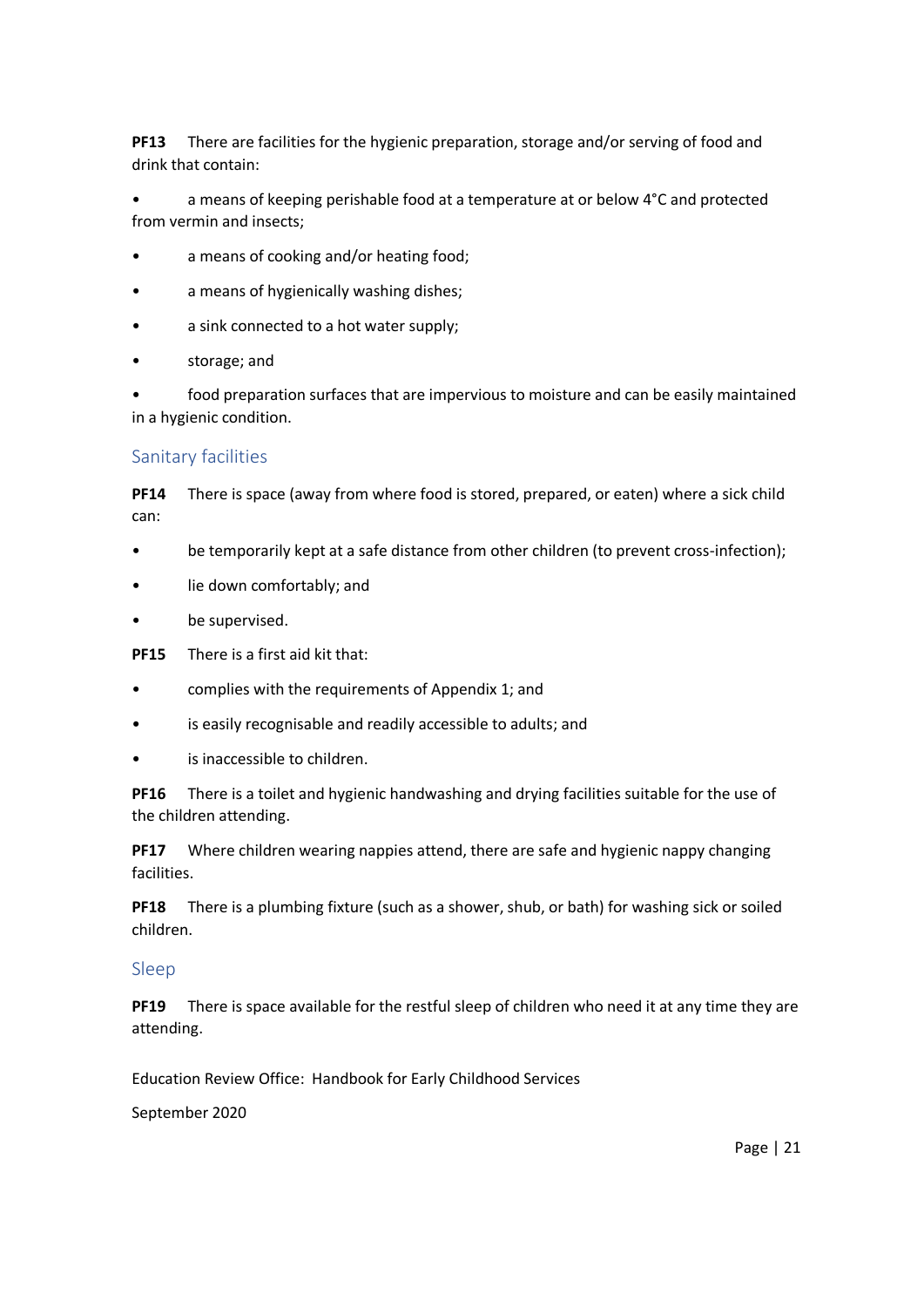**PF13** There are facilities for the hygienic preparation, storage and/or serving of food and drink that contain:

- a means of keeping perishable food at a temperature at or below 4°C and protected from vermin and insects;
- a means of cooking and/or heating food;
- a means of hygienically washing dishes;
- a sink connected to a hot water supply;
- storage; and
- food preparation surfaces that are impervious to moisture and can be easily maintained in a hygienic condition.

## Sanitary facilities

**PF14** There is space (away from where food is stored, prepared, or eaten) where a sick child can:

- be temporarily kept at a safe distance from other children (to prevent cross-infection);
- lie down comfortably; and
- be supervised.

**PF15** There is a first aid kit that:

- complies with the requirements of Appendix 1; and
- is easily recognisable and readily accessible to adults; and
- is inaccessible to children.

**PF16** There is a toilet and hygienic handwashing and drying facilities suitable for the use of the children attending.

**PF17** Where children wearing nappies attend, there are safe and hygienic nappy changing facilities.

**PF18** There is a plumbing fixture (such as a shower, shub, or bath) for washing sick or soiled children.

## Sleep

**PF19** There is space available for the restful sleep of children who need it at any time they are attending.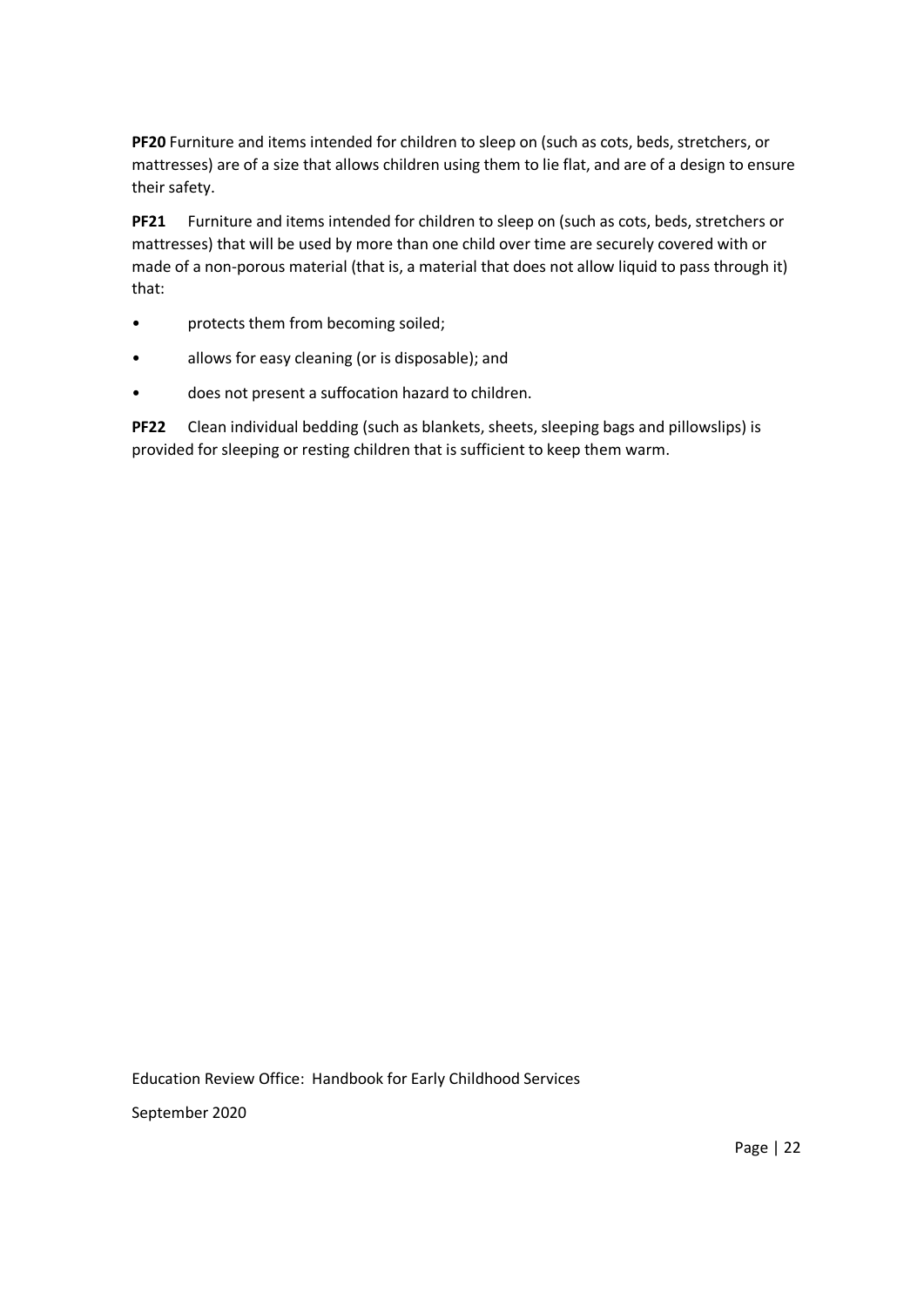**PF20** Furniture and items intended for children to sleep on (such as cots, beds, stretchers, or mattresses) are of a size that allows children using them to lie flat, and are of a design to ensure their safety.

**PF21** Furniture and items intended for children to sleep on (such as cots, beds, stretchers or mattresses) that will be used by more than one child over time are securely covered with or made of a non-porous material (that is, a material that does not allow liquid to pass through it) that:

- protects them from becoming soiled;
- allows for easy cleaning (or is disposable); and
- does not present a suffocation hazard to children.

**PF22** Clean individual bedding (such as blankets, sheets, sleeping bags and pillowslips) is provided for sleeping or resting children that is sufficient to keep them warm.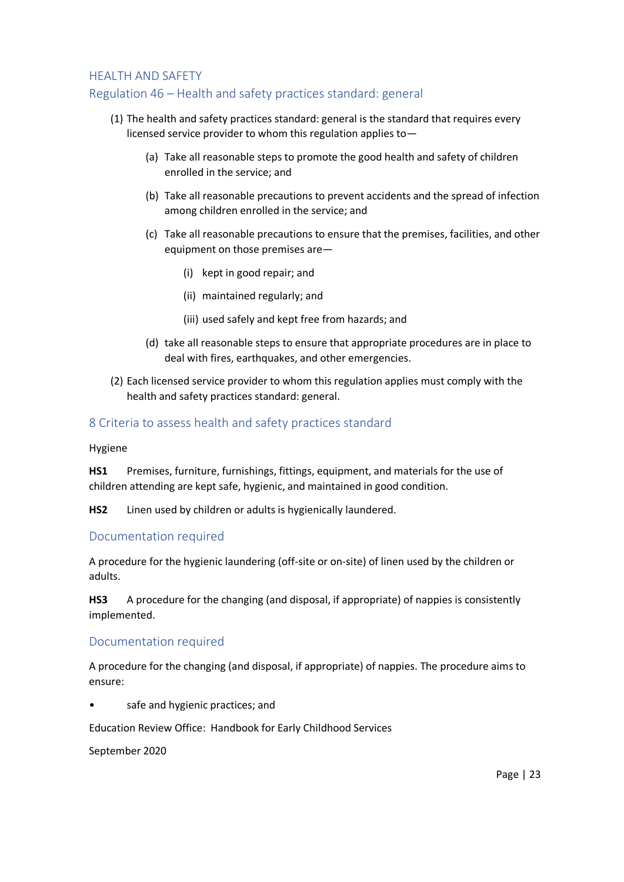## HEALTH AND SAFETY

### Regulation 46 – Health and safety practices standard: general

(1) The health and safety practices standard: general is the standard that requires every licensed service provider to whom this regulation applies to—

- (a) Take all reasonable steps to promote the good health and safety of children enrolled in the service; and
- (b) Take all reasonable precautions to prevent accidents and the spread of infection among children enrolled in the service; and
- (c) Take all reasonable precautions to ensure that the premises, facilities, and other equipment on those premises are—
  - (i) kept in good repair; and
  - (ii) maintained regularly; and
  - (iii) used safely and kept free from hazards; and
- (d) take all reasonable steps to ensure that appropriate procedures are in place to deal with fires, earthquakes, and other emergencies.

(2) Each licensed service provider to whom this regulation applies must comply with the health and safety practices standard: general.

### 8 Criteria to assess health and safety practices standard

Hygiene

**HS1** Premises, furniture, furnishings, fittings, equipment, and materials for the use of children attending are kept safe, hygienic, and maintained in good condition.

**HS2** Linen used by children or adults is hygienically laundered.

### Documentation required

A procedure for the hygienic laundering (off-site or on-site) of linen used by the children or adults.

**HS3** A procedure for the changing (and disposal, if appropriate) of nappies is consistently implemented.

### Documentation required

A procedure for the changing (and disposal, if appropriate) of nappies. The procedure aims to ensure:

- safe and hygienic practices; and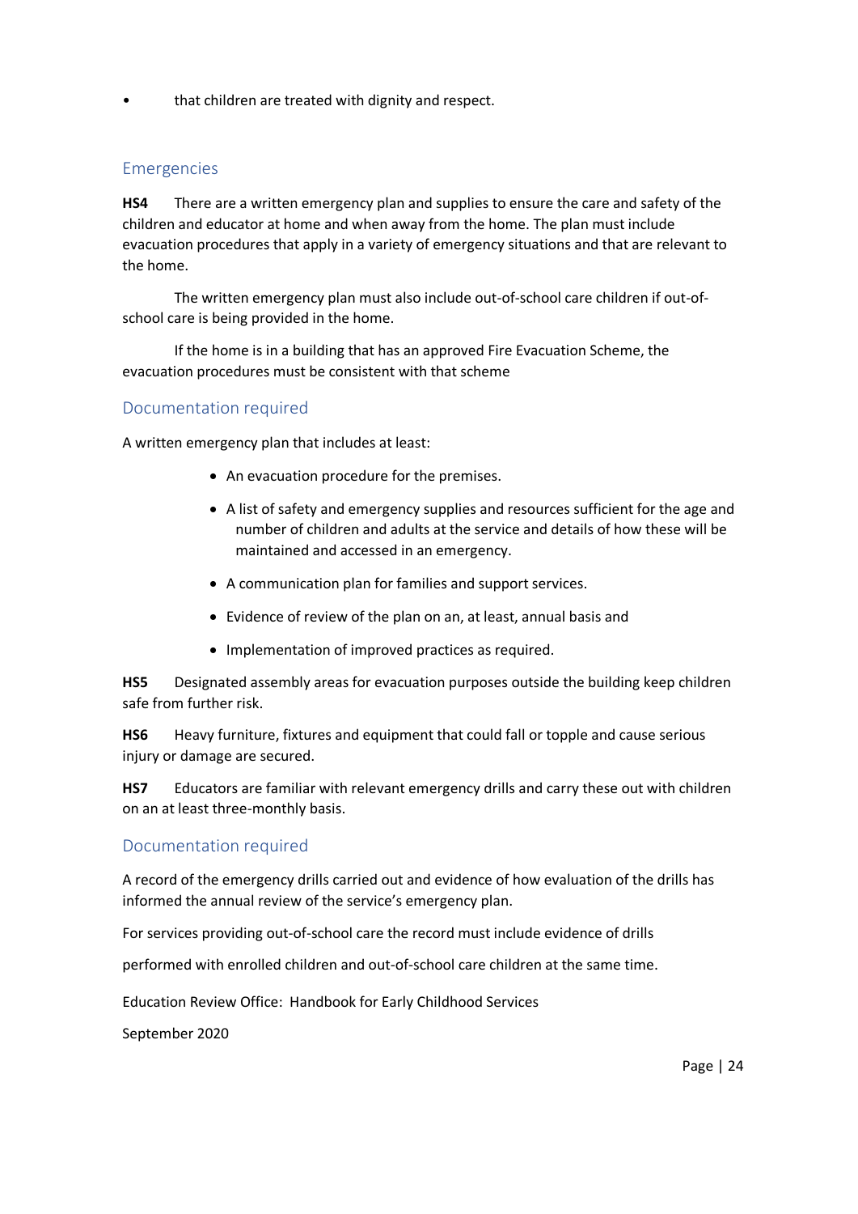- that children are treated with dignity and respect.

## Emergencies

**HS4** There are a written emergency plan and supplies to ensure the care and safety of the children and educator at home and when away from the home. The plan must include evacuation procedures that apply in a variety of emergency situations and that are relevant to the home.

The written emergency plan must also include out-of-school care children if out-of-school care is being provided in the home.

If the home is in a building that has an approved Fire Evacuation Scheme, the evacuation procedures must be consistent with that scheme

## Documentation required

A written emergency plan that includes at least:

- An evacuation procedure for the premises.
- A list of safety and emergency supplies and resources sufficient for the age and number of children and adults at the service and details of how these will be maintained and accessed in an emergency.
- A communication plan for families and support services.
- Evidence of review of the plan on an, at least, annual basis and
- Implementation of improved practices as required.

**HS5** Designated assembly areas for evacuation purposes outside the building keep children safe from further risk.

**HS6** Heavy furniture, fixtures and equipment that could fall or topple and cause serious injury or damage are secured.

**HS7** Educators are familiar with relevant emergency drills and carry these out with children on an at least three-monthly basis.

## Documentation required

A record of the emergency drills carried out and evidence of how evaluation of the drills has informed the annual review of the service's emergency plan.

For services providing out-of-school care the record must include evidence of drills

performed with enrolled children and out-of-school care children at the same time.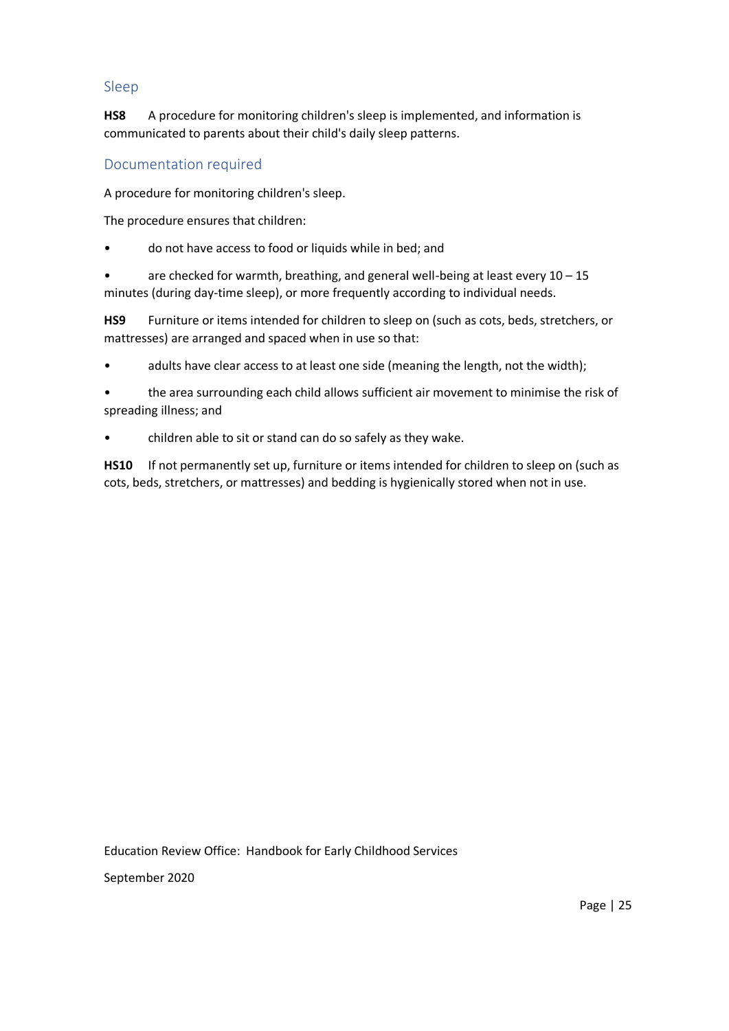## Sleep

**HS8** A procedure for monitoring children's sleep is implemented, and information is communicated to parents about their child's daily sleep patterns.

### Documentation required

A procedure for monitoring children's sleep.

The procedure ensures that children:

- do not have access to food or liquids while in bed; and
- are checked for warmth, breathing, and general well-being at least every 10 – 15 minutes (during day-time sleep), or more frequently according to individual needs.

**HS9** Furniture or items intended for children to sleep on (such as cots, beds, stretchers, or mattresses) are arranged and spaced when in use so that:

- adults have clear access to at least one side (meaning the length, not the width);
- the area surrounding each child allows sufficient air movement to minimise the risk of spreading illness; and
- children able to sit or stand can do so safely as they wake.

**HS10** If not permanently set up, furniture or items intended for children to sleep on (such as cots, beds, stretchers, or mattresses) and bedding is hygienically stored when not in use.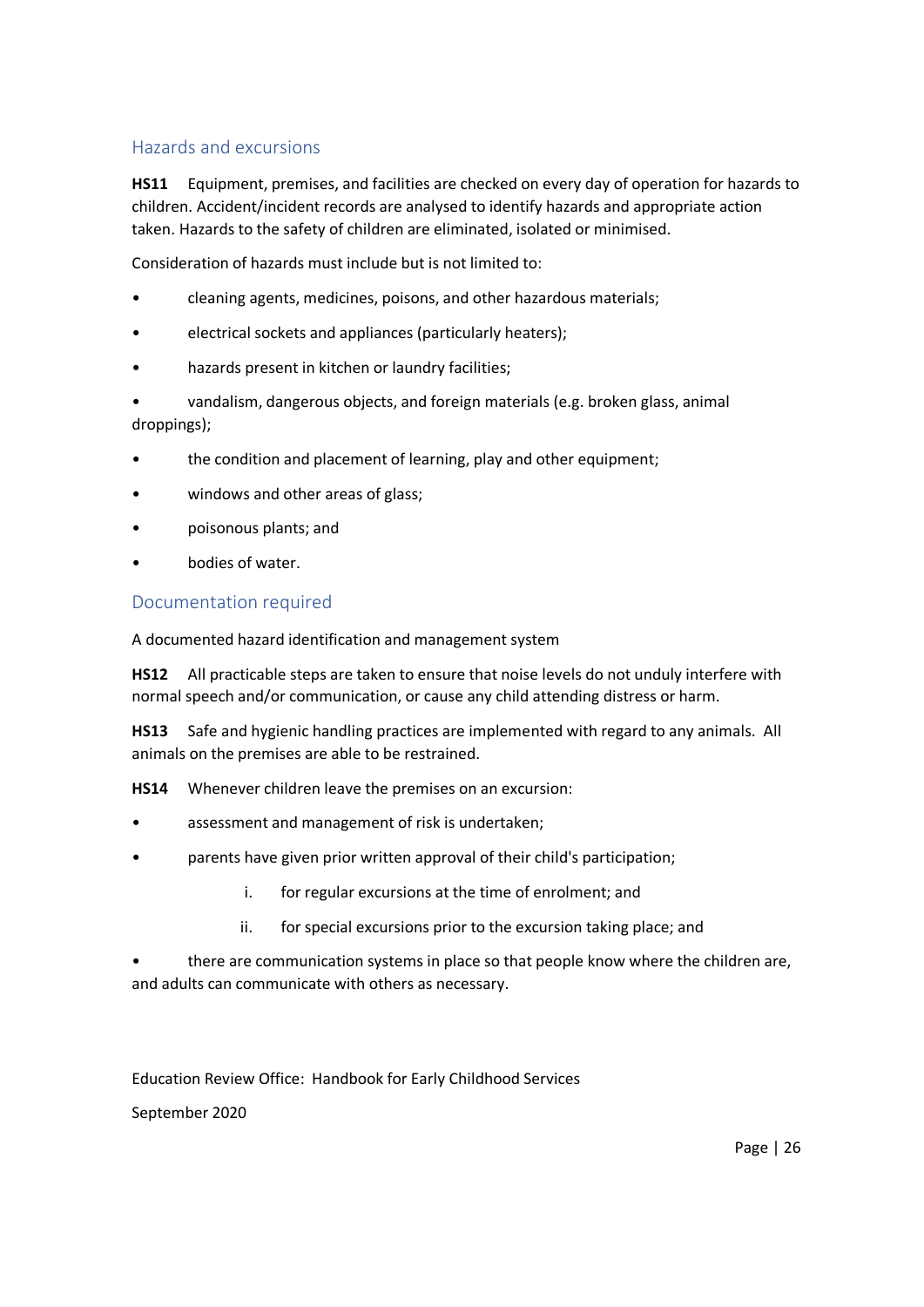## Hazards and excursions

**HS11** Equipment, premises, and facilities are checked on every day of operation for hazards to children. Accident/incident records are analysed to identify hazards and appropriate action taken. Hazards to the safety of children are eliminated, isolated or minimised.

Consideration of hazards must include but is not limited to:

- cleaning agents, medicines, poisons, and other hazardous materials;
- electrical sockets and appliances (particularly heaters);
- hazards present in kitchen or laundry facilities;
- vandalism, dangerous objects, and foreign materials (e.g. broken glass, animal droppings);
- the condition and placement of learning, play and other equipment;
- windows and other areas of glass;
- poisonous plants; and
- bodies of water.

## Documentation required

A documented hazard identification and management system

**HS12** All practicable steps are taken to ensure that noise levels do not unduly interfere with normal speech and/or communication, or cause any child attending distress or harm.

**HS13** Safe and hygienic handling practices are implemented with regard to any animals. All animals on the premises are able to be restrained.

**HS14** Whenever children leave the premises on an excursion:

- assessment and management of risk is undertaken;
- parents have given prior written approval of their child's participation;
    1. for regular excursions at the time of enrolment; and
    2. for special excursions prior to the excursion taking place; and
- there are communication systems in place so that people know where the children are, and adults can communicate with others as necessary.

Education Review Office: Handbook for Early Childhood Services

September 2020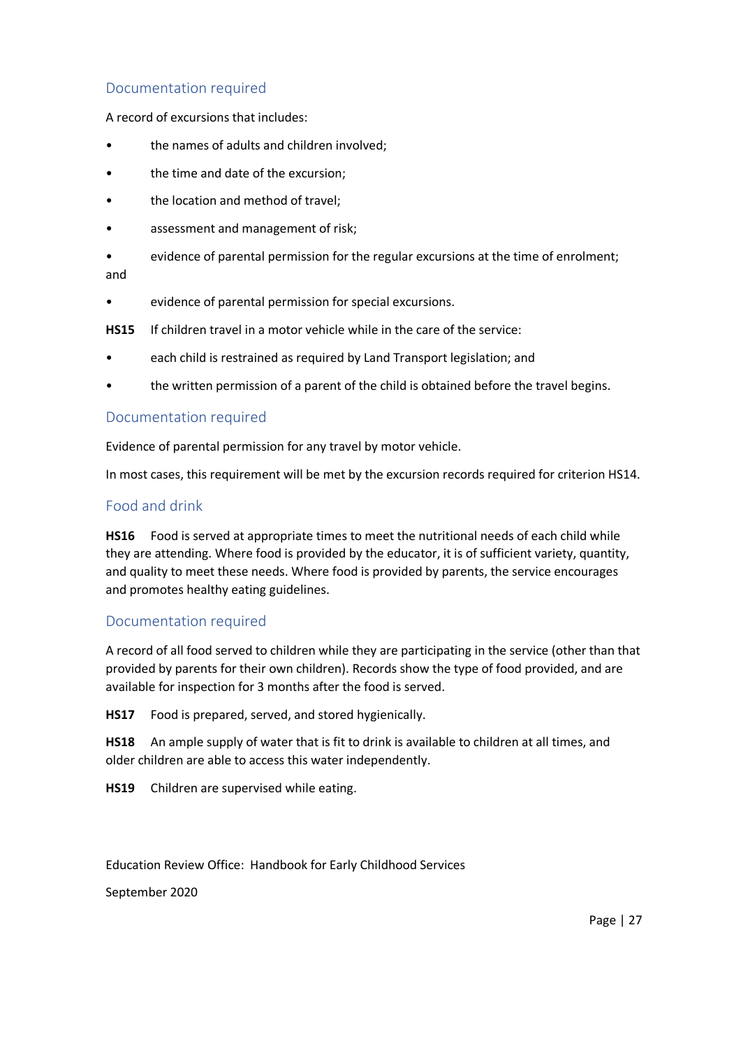### Documentation required

A record of excursions that includes:

- the names of adults and children involved;
- the time and date of the excursion;
- the location and method of travel;
- assessment and management of risk;
- evidence of parental permission for the regular excursions at the time of enrolment; and
- evidence of parental permission for special excursions.

**HS15** If children travel in a motor vehicle while in the care of the service:

- each child is restrained as required by Land Transport legislation; and
- the written permission of a parent of the child is obtained before the travel begins.

### Documentation required

Evidence of parental permission for any travel by motor vehicle.

In most cases, this requirement will be met by the excursion records required for criterion HS14.

## Food and drink

**HS16** Food is served at appropriate times to meet the nutritional needs of each child while they are attending. Where food is provided by the educator, it is of sufficient variety, quantity, and quality to meet these needs. Where food is provided by parents, the service encourages and promotes healthy eating guidelines.

### Documentation required

A record of all food served to children while they are participating in the service (other than that provided by parents for their own children). Records show the type of food provided, and are available for inspection for 3 months after the food is served.

**HS17** Food is prepared, served, and stored hygienically.

**HS18** An ample supply of water that is fit to drink is available to children at all times, and older children are able to access this water independently.

**HS19** Children are supervised while eating.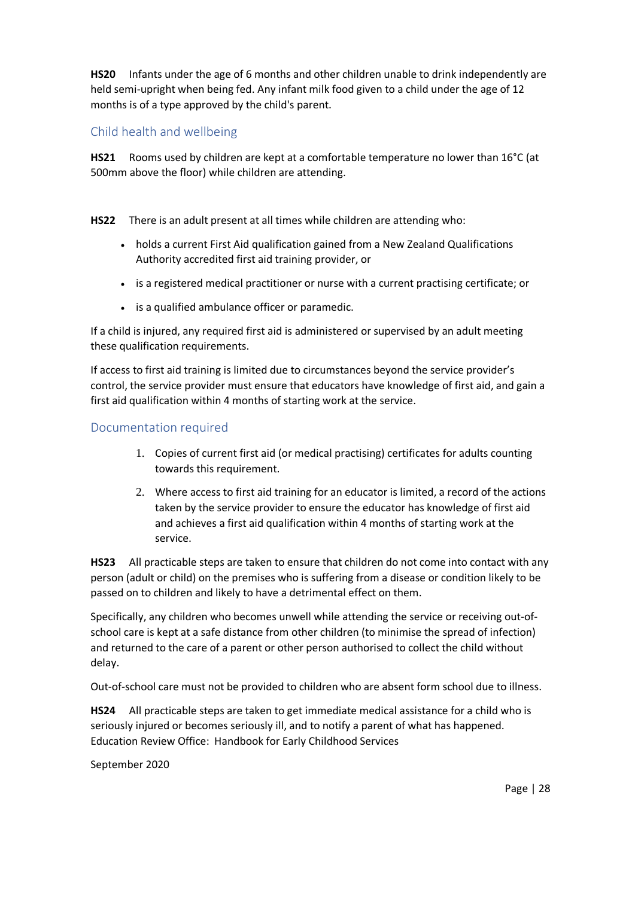**HS20** Infants under the age of 6 months and other children unable to drink independently are held semi-upright when being fed. Any infant milk food given to a child under the age of 12 months is of a type approved by the child's parent.

## Child health and wellbeing

**HS21** Rooms used by children are kept at a comfortable temperature no lower than 16°C (at 500mm above the floor) while children are attending.

**HS22** There is an adult present at all times while children are attending who:

- holds a current First Aid qualification gained from a New Zealand Qualifications Authority accredited first aid training provider, or
- is a registered medical practitioner or nurse with a current practising certificate; or
- is a qualified ambulance officer or paramedic.

If a child is injured, any required first aid is administered or supervised by an adult meeting these qualification requirements.

If access to first aid training is limited due to circumstances beyond the service provider's control, the service provider must ensure that educators have knowledge of first aid, and gain a first aid qualification within 4 months of starting work at the service.

## Documentation required

1. Copies of current first aid (or medical practising) certificates for adults counting towards this requirement.
2. Where access to first aid training for an educator is limited, a record of the actions taken by the service provider to ensure the educator has knowledge of first aid and achieves a first aid qualification within 4 months of starting work at the service.

**HS23** All practicable steps are taken to ensure that children do not come into contact with any person (adult or child) on the premises who is suffering from a disease or condition likely to be passed on to children and likely to have a detrimental effect on them.

Specifically, any children who becomes unwell while attending the service or receiving out-of-school care is kept at a safe distance from other children (to minimise the spread of infection) and returned to the care of a parent or other person authorised to collect the child without delay.

Out-of-school care must not be provided to children who are absent form school due to illness.

**HS24** All practicable steps are taken to get immediate medical assistance for a child who is seriously injured or becomes seriously ill, and to notify a parent of what has happened.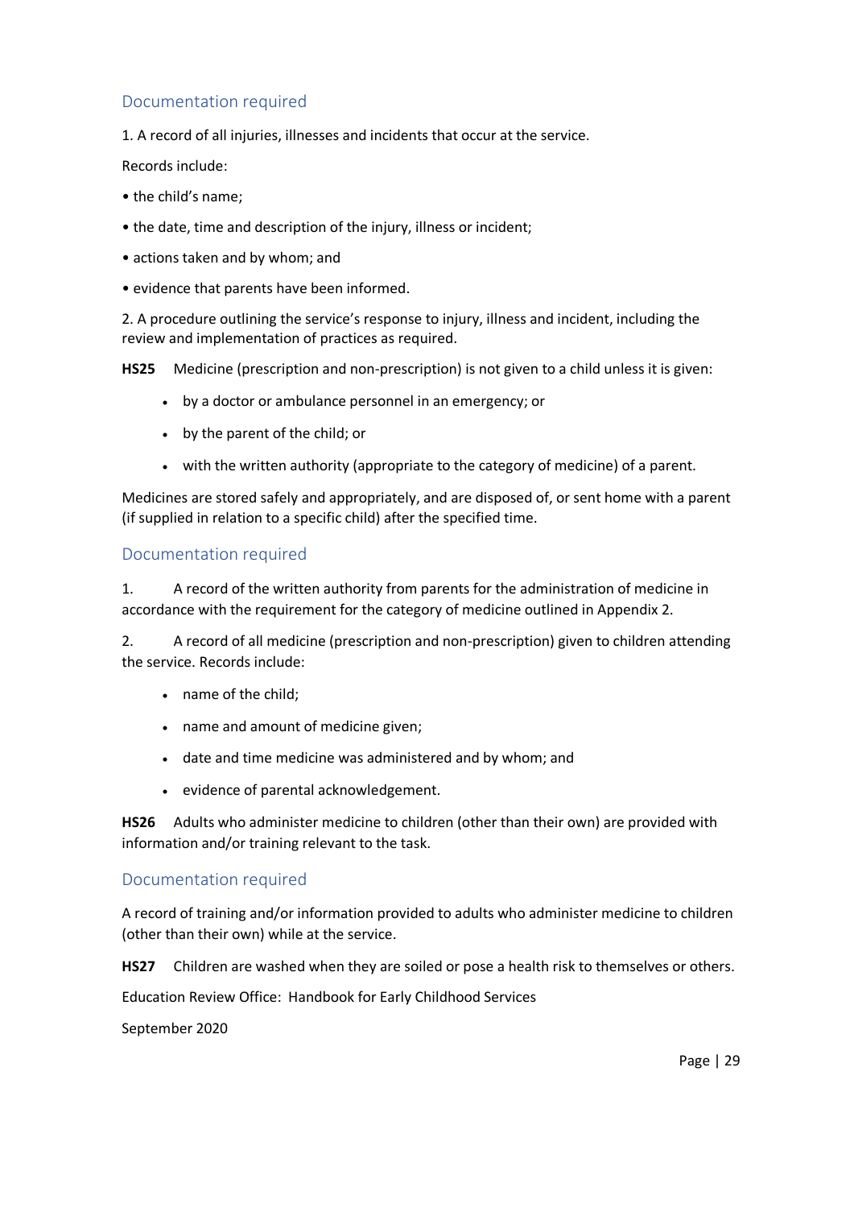## Documentation required

1. A record of all injuries, illnesses and incidents that occur at the service.

Records include:

- the child's name;
- the date, time and description of the injury, illness or incident;
- actions taken and by whom; and
- evidence that parents have been informed.

2. A procedure outlining the service's response to injury, illness and incident, including the review and implementation of practices as required.

**HS25** Medicine (prescription and non-prescription) is not given to a child unless it is given:

- by a doctor or ambulance personnel in an emergency; or
- by the parent of the child; or
- with the written authority (appropriate to the category of medicine) of a parent.

Medicines are stored safely and appropriately, and are disposed of, or sent home with a parent (if supplied in relation to a specific child) after the specified time.

## Documentation required

1. A record of the written authority from parents for the administration of medicine in accordance with the requirement for the category of medicine outlined in Appendix 2.

2. A record of all medicine (prescription and non-prescription) given to children attending the service. Records include:

   - name of the child;
   - name and amount of medicine given;
   - date and time medicine was administered and by whom; and
   - evidence of parental acknowledgement.

**HS26** Adults who administer medicine to children (other than their own) are provided with information and/or training relevant to the task.

## Documentation required

A record of training and/or information provided to adults who administer medicine to children (other than their own) while at the service.

**HS27** Children are washed when they are soiled or pose a health risk to themselves or others.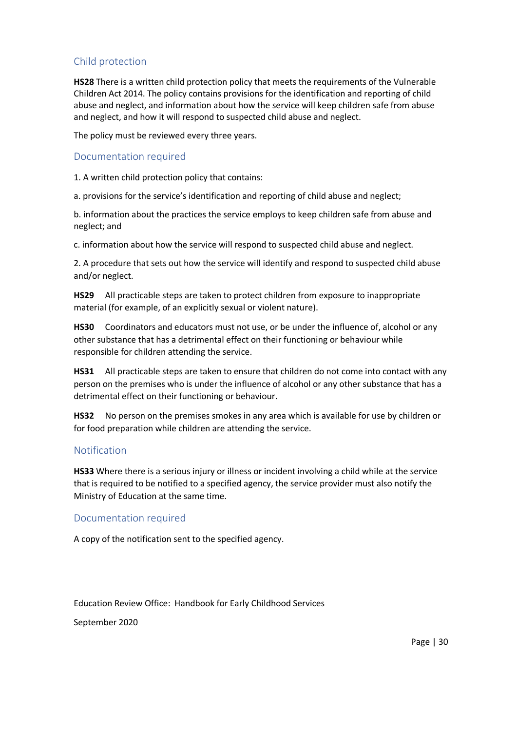## Child protection

**HS28** There is a written child protection policy that meets the requirements of the Vulnerable Children Act 2014. The policy contains provisions for the identification and reporting of child abuse and neglect, and information about how the service will keep children safe from abuse and neglect, and how it will respond to suspected child abuse and neglect.

The policy must be reviewed every three years.

### Documentation required

1. A written child protection policy that contains:

a. provisions for the service's identification and reporting of child abuse and neglect;

b. information about the practices the service employs to keep children safe from abuse and neglect; and

c. information about how the service will respond to suspected child abuse and neglect.

2. A procedure that sets out how the service will identify and respond to suspected child abuse and/or neglect.

**HS29** All practicable steps are taken to protect children from exposure to inappropriate material (for example, of an explicitly sexual or violent nature).

**HS30** Coordinators and educators must not use, or be under the influence of, alcohol or any other substance that has a detrimental effect on their functioning or behaviour while responsible for children attending the service.

**HS31** All practicable steps are taken to ensure that children do not come into contact with any person on the premises who is under the influence of alcohol or any other substance that has a detrimental effect on their functioning or behaviour.

**HS32** No person on the premises smokes in any area which is available for use by children or for food preparation while children are attending the service.

## Notification

**HS33** Where there is a serious injury or illness or incident involving a child while at the service that is required to be notified to a specified agency, the service provider must also notify the Ministry of Education at the same time.

### Documentation required

A copy of the notification sent to the specified agency.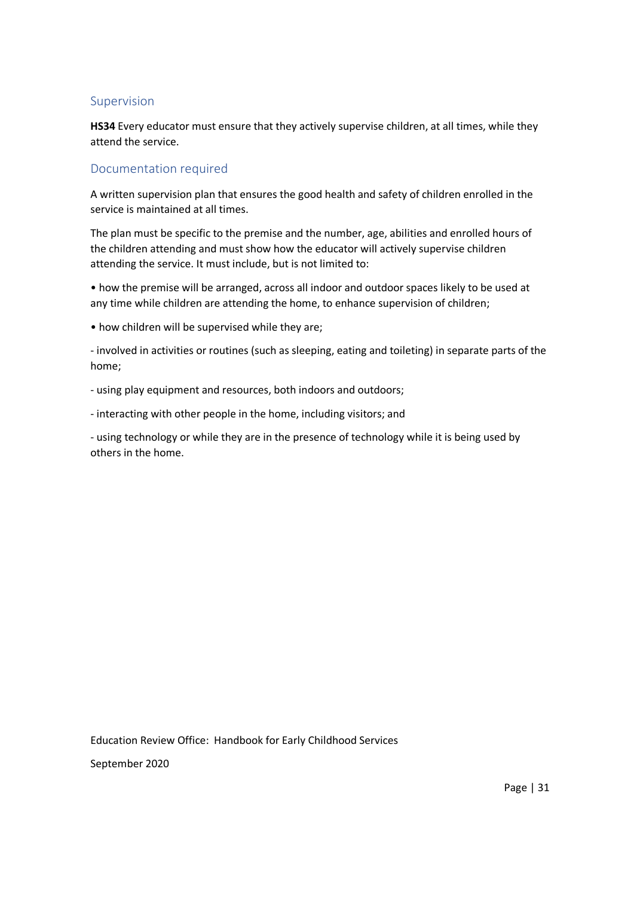## Supervision

**HS34** Every educator must ensure that they actively supervise children, at all times, while they attend the service.

## Documentation required

A written supervision plan that ensures the good health and safety of children enrolled in the service is maintained at all times.

The plan must be specific to the premise and the number, age, abilities and enrolled hours of the children attending and must show how the educator will actively supervise children attending the service. It must include, but is not limited to:

- how the premise will be arranged, across all indoor and outdoor spaces likely to be used at any time while children are attending the home, to enhance supervision of children;
- how children will be supervised while they are;
  - involved in activities or routines (such as sleeping, eating and toileting) in separate parts of the home;
  - using play equipment and resources, both indoors and outdoors;
  - interacting with other people in the home, including visitors; and
  - using technology or while they are in the presence of technology while it is being used by others in the home.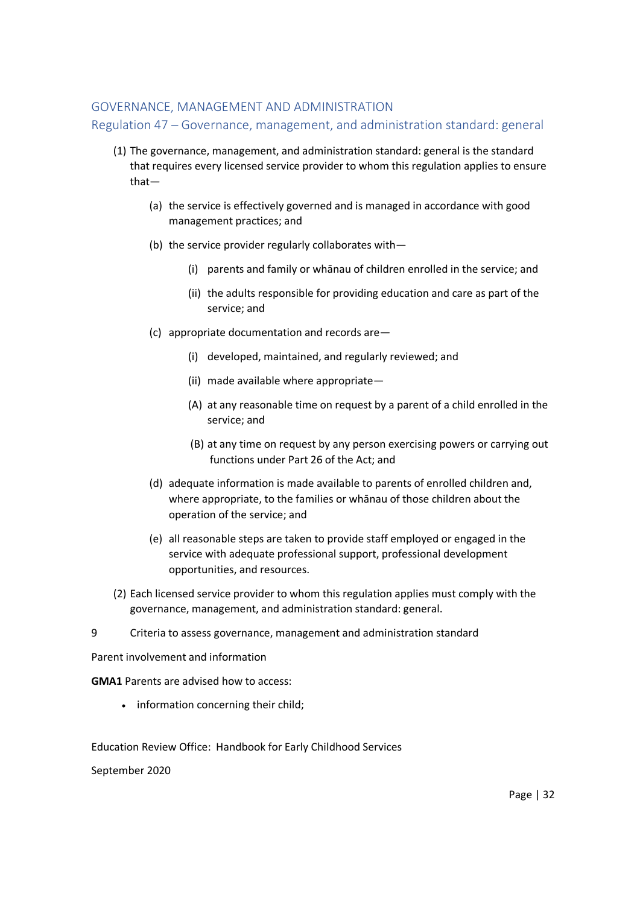## GOVERNANCE, MANAGEMENT AND ADMINISTRATION

### Regulation 47 – Governance, management, and administration standard: general

(1) The governance, management, and administration standard: general is the standard that requires every licensed service provider to whom this regulation applies to ensure that—

  (a) the service is effectively governed and is managed in accordance with good management practices; and

  (b) the service provider regularly collaborates with—

    (i) parents and family or whānau of children enrolled in the service; and

    (ii) the adults responsible for providing education and care as part of the service; and

  (c) appropriate documentation and records are—

    (i) developed, maintained, and regularly reviewed; and

    (ii) made available where appropriate—

    (A) at any reasonable time on request by a parent of a child enrolled in the service; and

    (B) at any time on request by any person exercising powers or carrying out functions under Part 26 of the Act; and

  (d) adequate information is made available to parents of enrolled children and, where appropriate, to the families or whānau of those children about the operation of the service; and

  (e) all reasonable steps are taken to provide staff employed or engaged in the service with adequate professional support, professional development opportunities, and resources.

(2) Each licensed service provider to whom this regulation applies must comply with the governance, management, and administration standard: general.

9 Criteria to assess governance, management and administration standard

Parent involvement and information

**GMA1** Parents are advised how to access:

- information concerning their child;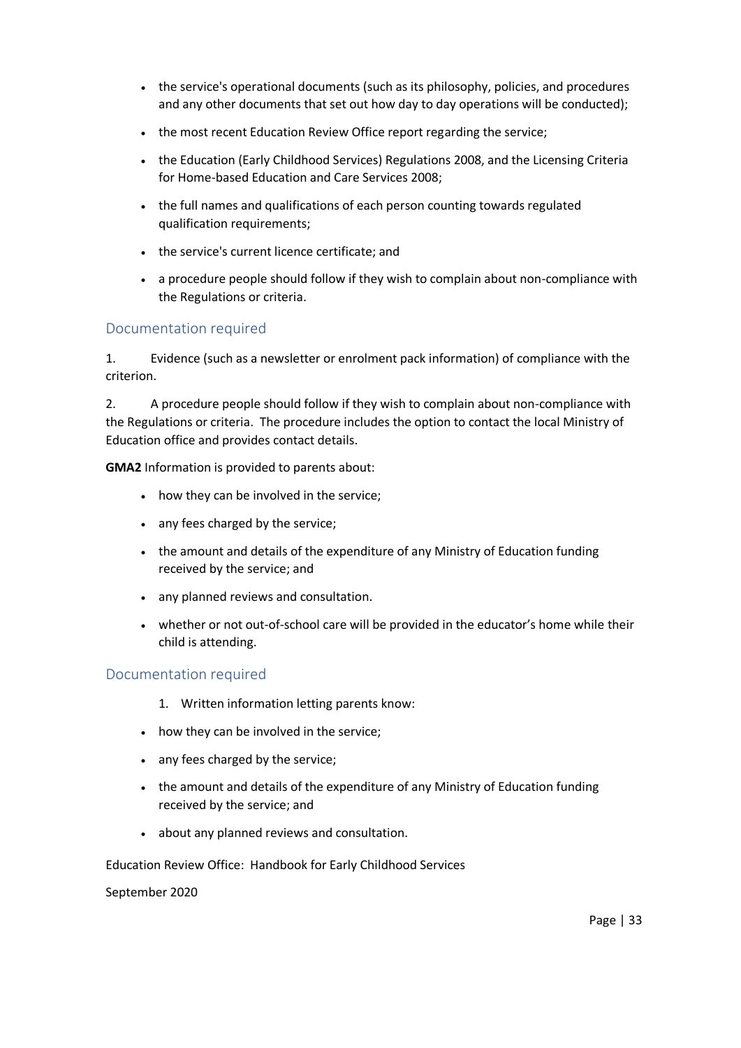- the service's operational documents (such as its philosophy, policies, and procedures and any other documents that set out how day to day operations will be conducted);
- the most recent Education Review Office report regarding the service;
- the Education (Early Childhood Services) Regulations 2008, and the Licensing Criteria for Home-based Education and Care Services 2008;
- the full names and qualifications of each person counting towards regulated qualification requirements;
- the service's current licence certificate; and
- a procedure people should follow if they wish to complain about non-compliance with the Regulations or criteria.

## Documentation required

1. Evidence (such as a newsletter or enrolment pack information) of compliance with the criterion.

2. A procedure people should follow if they wish to complain about non-compliance with the Regulations or criteria. The procedure includes the option to contact the local Ministry of Education office and provides contact details.

**GMA2** Information is provided to parents about:

- how they can be involved in the service;
- any fees charged by the service;
- the amount and details of the expenditure of any Ministry of Education funding received by the service; and
- any planned reviews and consultation.
- whether or not out-of-school care will be provided in the educator's home while their child is attending.

## Documentation required

1. Written information letting parents know:

- how they can be involved in the service;
- any fees charged by the service;
- the amount and details of the expenditure of any Ministry of Education funding received by the service; and
- about any planned reviews and consultation.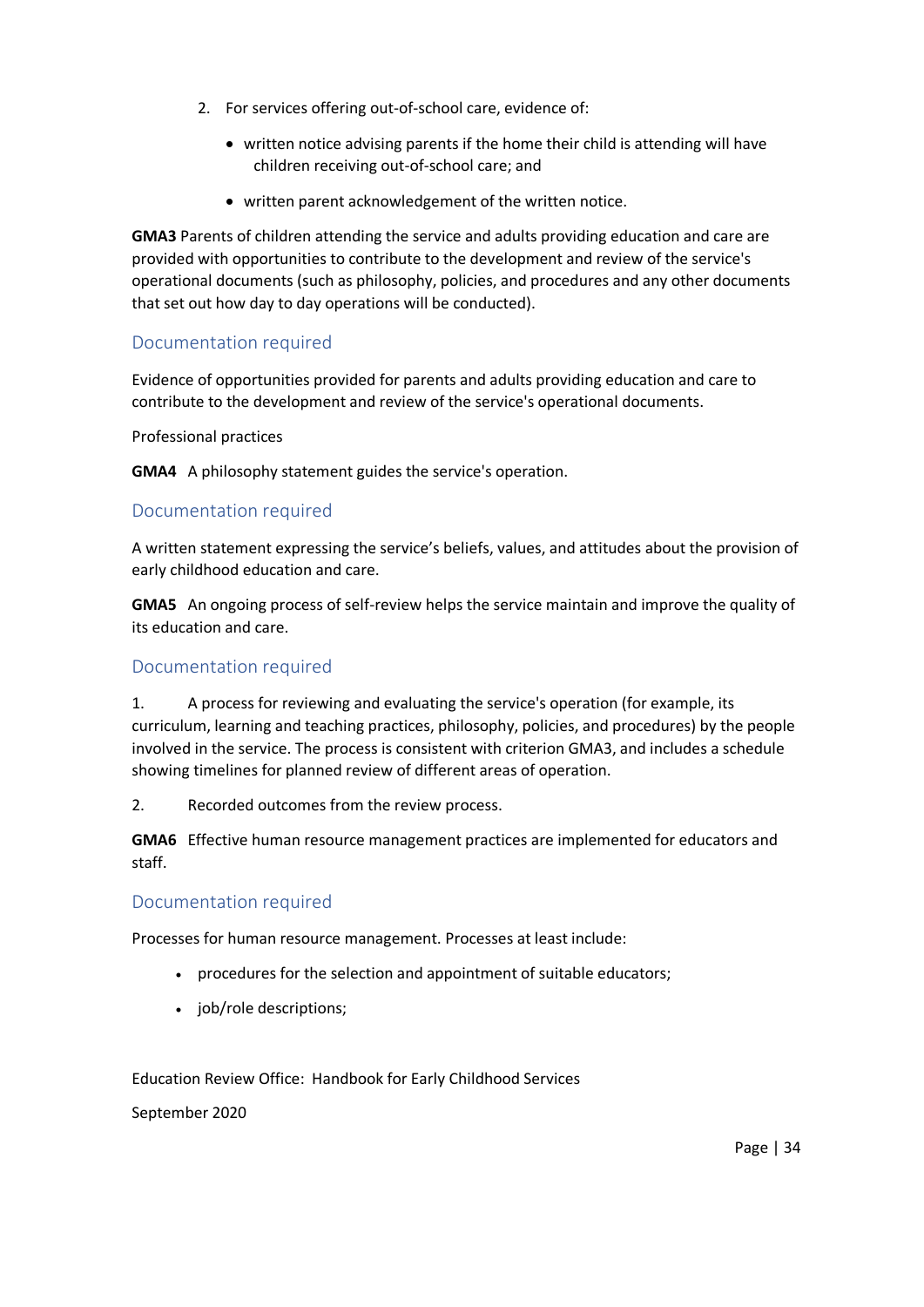2. For services offering out-of-school care, evidence of:
    - written notice advising parents if the home their child is attending will have children receiving out-of-school care; and
    - written parent acknowledgement of the written notice.

**GMA3** Parents of children attending the service and adults providing education and care are provided with opportunities to contribute to the development and review of the service's operational documents (such as philosophy, policies, and procedures and any other documents that set out how day to day operations will be conducted).

### Documentation required

Evidence of opportunities provided for parents and adults providing education and care to contribute to the development and review of the service's operational documents.

Professional practices

**GMA4** A philosophy statement guides the service's operation.

### Documentation required

A written statement expressing the service's beliefs, values, and attitudes about the provision of early childhood education and care.

**GMA5** An ongoing process of self-review helps the service maintain and improve the quality of its education and care.

### Documentation required

1. A process for reviewing and evaluating the service's operation (for example, its curriculum, learning and teaching practices, philosophy, policies, and procedures) by the people involved in the service. The process is consistent with criterion GMA3, and includes a schedule showing timelines for planned review of different areas of operation.

2. Recorded outcomes from the review process.

**GMA6** Effective human resource management practices are implemented for educators and staff.

### Documentation required

Processes for human resource management. Processes at least include:

- procedures for the selection and appointment of suitable educators;
- job/role descriptions;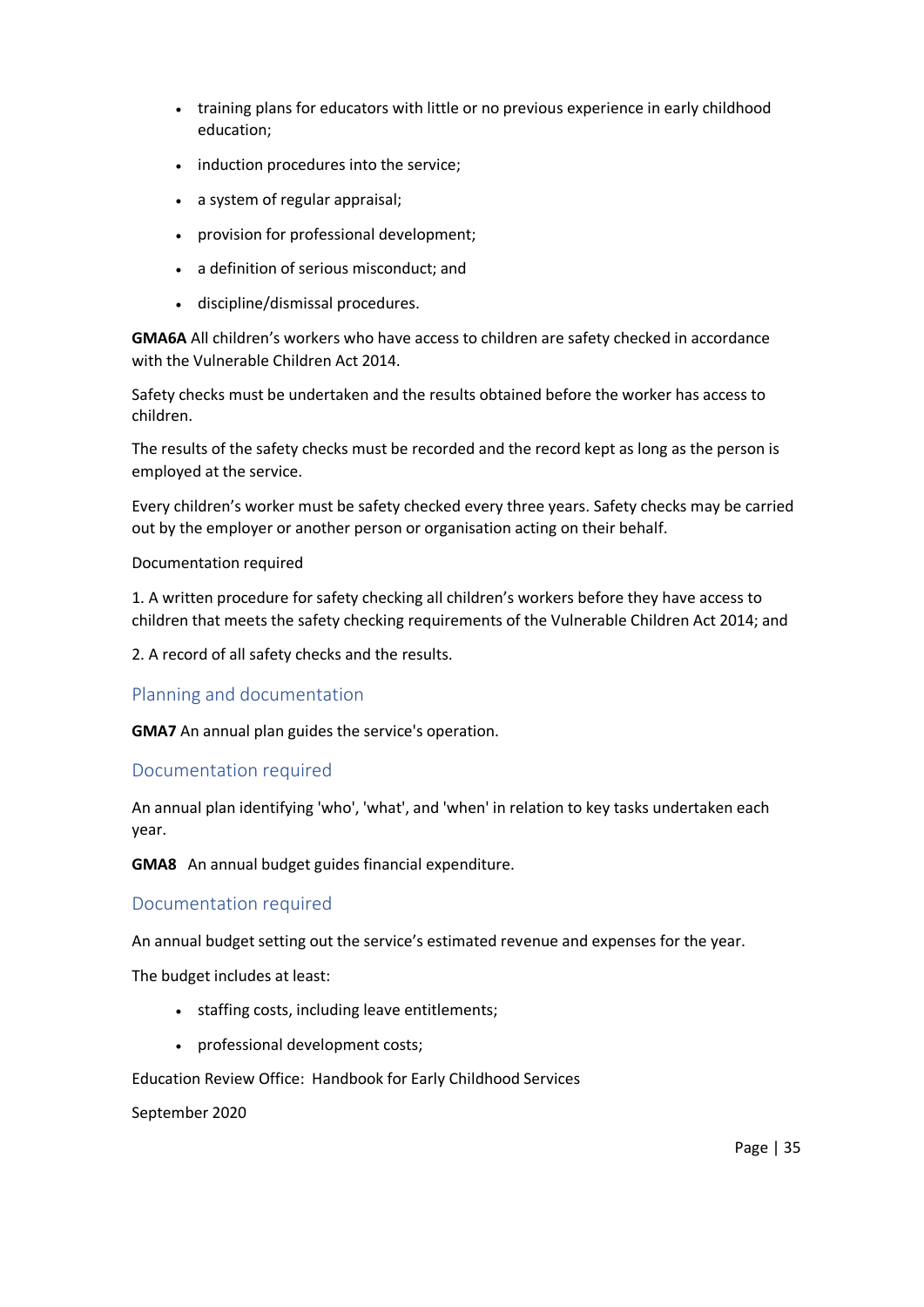- training plans for educators with little or no previous experience in early childhood education;
- induction procedures into the service;
- a system of regular appraisal;
- provision for professional development;
- a definition of serious misconduct; and
- discipline/dismissal procedures.

**GMA6A** All children's workers who have access to children are safety checked in accordance with the Vulnerable Children Act 2014.

Safety checks must be undertaken and the results obtained before the worker has access to children.

The results of the safety checks must be recorded and the record kept as long as the person is employed at the service.

Every children's worker must be safety checked every three years. Safety checks may be carried out by the employer or another person or organisation acting on their behalf.

Documentation required

1. A written procedure for safety checking all children's workers before they have access to children that meets the safety checking requirements of the Vulnerable Children Act 2014; and

2. A record of all safety checks and the results.

## Planning and documentation

**GMA7** An annual plan guides the service's operation.

## Documentation required

An annual plan identifying 'who', 'what', and 'when' in relation to key tasks undertaken each year.

**GMA8** An annual budget guides financial expenditure.

## Documentation required

An annual budget setting out the service's estimated revenue and expenses for the year.

The budget includes at least:

- staffing costs, including leave entitlements;
- professional development costs;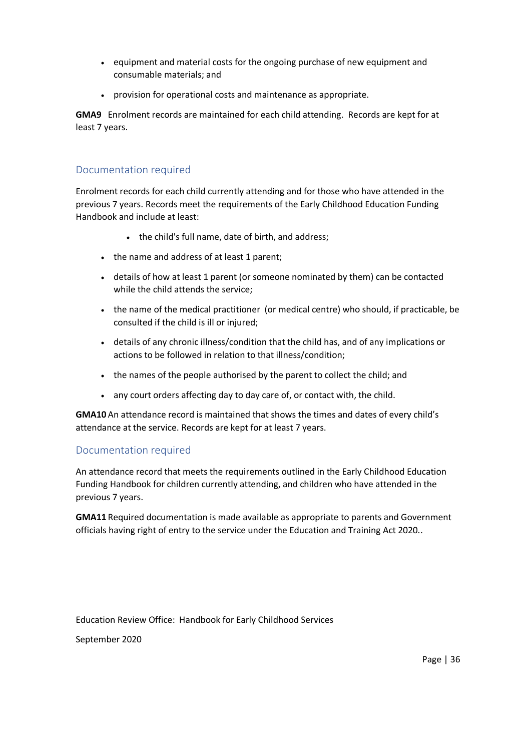- equipment and material costs for the ongoing purchase of new equipment and consumable materials; and
- provision for operational costs and maintenance as appropriate.

**GMA9** Enrolment records are maintained for each child attending. Records are kept for at least 7 years.

## Documentation required

Enrolment records for each child currently attending and for those who have attended in the previous 7 years. Records meet the requirements of the Early Childhood Education Funding Handbook and include at least:

- the child's full name, date of birth, and address;
- the name and address of at least 1 parent;
- details of how at least 1 parent (or someone nominated by them) can be contacted while the child attends the service;
- the name of the medical practitioner (or medical centre) who should, if practicable, be consulted if the child is ill or injured;
- details of any chronic illness/condition that the child has, and of any implications or actions to be followed in relation to that illness/condition;
- the names of the people authorised by the parent to collect the child; and
- any court orders affecting day to day care of, or contact with, the child.

**GMA10** An attendance record is maintained that shows the times and dates of every child's attendance at the service. Records are kept for at least 7 years.

## Documentation required

An attendance record that meets the requirements outlined in the Early Childhood Education Funding Handbook for children currently attending, and children who have attended in the previous 7 years.

**GMA11** Required documentation is made available as appropriate to parents and Government officials having right of entry to the service under the Education and Training Act 2020..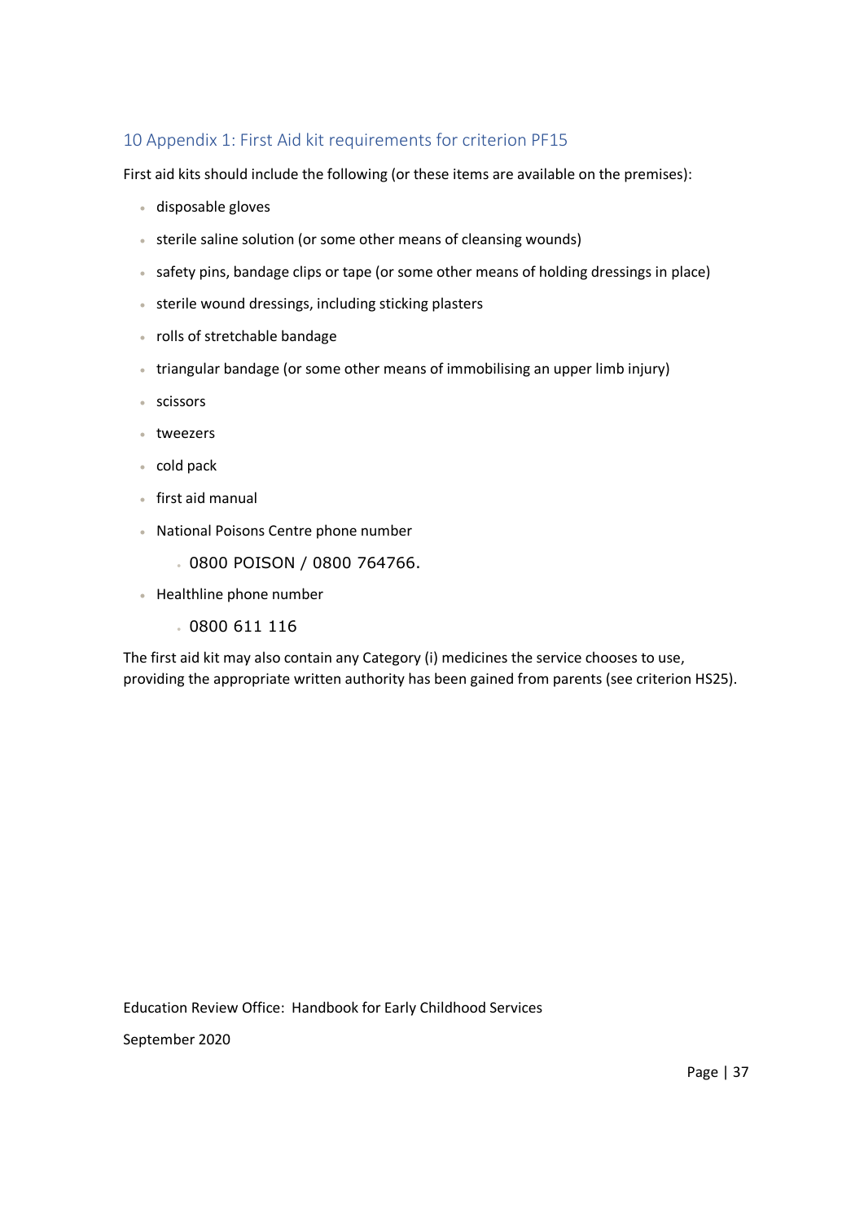## 10 Appendix 1: First Aid kit requirements for criterion PF15

First aid kits should include the following (or these items are available on the premises):

- disposable gloves
- sterile saline solution (or some other means of cleansing wounds)
- safety pins, bandage clips or tape (or some other means of holding dressings in place)
- sterile wound dressings, including sticking plasters
- rolls of stretchable bandage
- triangular bandage (or some other means of immobilising an upper limb injury)
- scissors
- tweezers
- cold pack
- first aid manual
- National Poisons Centre phone number
  - 0800 POISON / 0800 764766.
- Healthline phone number
  - 0800 611 116

The first aid kit may also contain any Category (i) medicines the service chooses to use, providing the appropriate written authority has been gained from parents (see criterion HS25).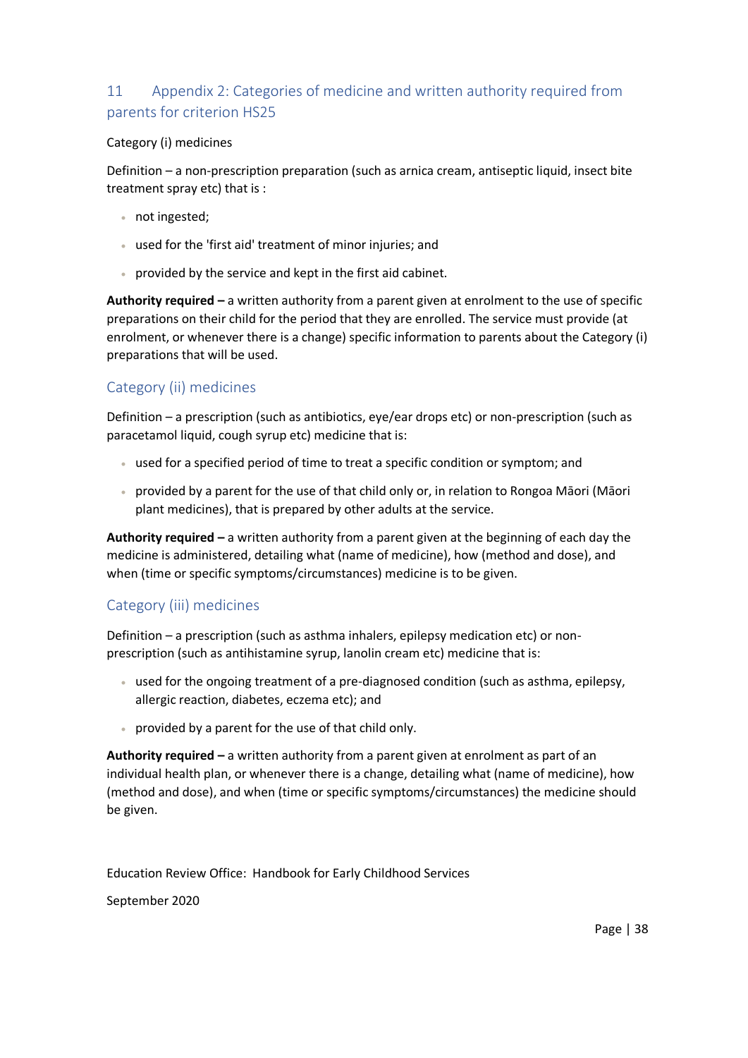## 11 Appendix 2: Categories of medicine and written authority required from parents for criterion HS25

Category (i) medicines

Definition – a non-prescription preparation (such as arnica cream, antiseptic liquid, insect bite treatment spray etc) that is :

- not ingested;
- used for the 'first aid' treatment of minor injuries; and
- provided by the service and kept in the first aid cabinet.

**Authority required –** a written authority from a parent given at enrolment to the use of specific preparations on their child for the period that they are enrolled. The service must provide (at enrolment, or whenever there is a change) specific information to parents about the Category (i) preparations that will be used.

### Category (ii) medicines

Definition – a prescription (such as antibiotics, eye/ear drops etc) or non-prescription (such as paracetamol liquid, cough syrup etc) medicine that is:

- used for a specified period of time to treat a specific condition or symptom; and
- provided by a parent for the use of that child only or, in relation to Rongoa Māori (Māori plant medicines), that is prepared by other adults at the service.

**Authority required –** a written authority from a parent given at the beginning of each day the medicine is administered, detailing what (name of medicine), how (method and dose), and when (time or specific symptoms/circumstances) medicine is to be given.

### Category (iii) medicines

Definition – a prescription (such as asthma inhalers, epilepsy medication etc) or non-prescription (such as antihistamine syrup, lanolin cream etc) medicine that is:

- used for the ongoing treatment of a pre-diagnosed condition (such as asthma, epilepsy, allergic reaction, diabetes, eczema etc); and
- provided by a parent for the use of that child only.

**Authority required –** a written authority from a parent given at enrolment as part of an individual health plan, or whenever there is a change, detailing what (name of medicine), how (method and dose), and when (time or specific symptoms/circumstances) the medicine should be given.